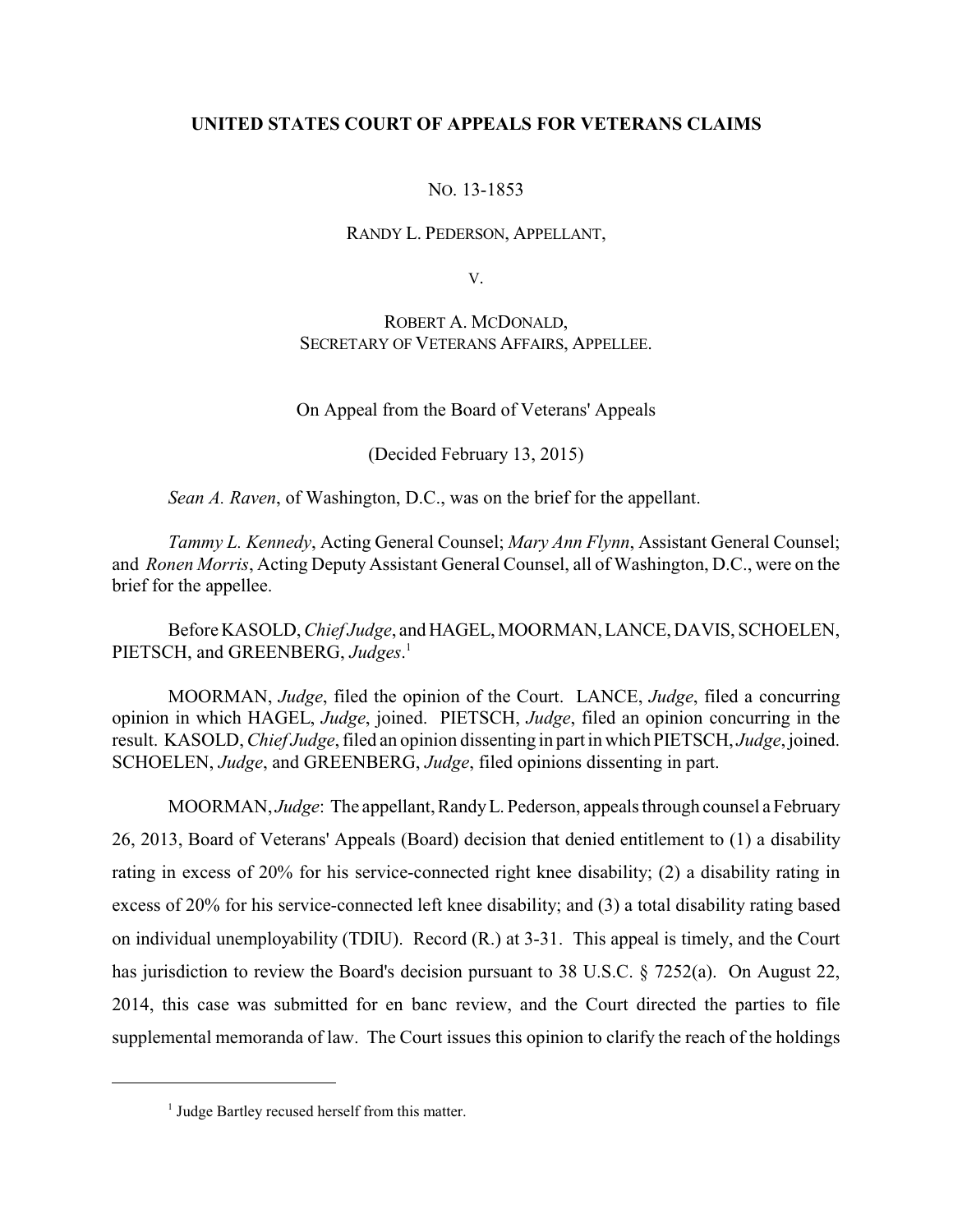**UNITED STATES COURT OF APPEALS FOR VETERANS CLAIMS**

NO. 13-1853

RANDY L. PEDERSON, APPELLANT,

V.

ROBERT A. MCDONALD,
SECRETARY OF VETERANS AFFAIRS, APPELLEE.

On Appeal from the Board of Veterans' Appeals

(Decided February 13, 2015)

*Sean A. Raven*, of Washington, D.C., was on the brief for the appellant.

*Tammy L. Kennedy*, Acting General Counsel; *Mary Ann Flynn*, Assistant General Counsel; and *Ronen Morris*, Acting Deputy Assistant General Counsel, all of Washington, D.C., were on the brief for the appellee.

Before KASOLD, *Chief Judge*, and HAGEL, MOORMAN, LANCE, DAVIS, SCHOELEN, PIETSCH, and GREENBERG, *Judges*.[1]

MOORMAN, *Judge*, filed the opinion of the Court. LANCE, *Judge*, filed a concurring opinion in which HAGEL, *Judge*, joined. PIETSCH, *Judge*, filed an opinion concurring in the result. KASOLD, *Chief Judge*, filed an opinion dissenting in part in which PIETSCH, *Judge*, joined. SCHOELEN, *Judge*, and GREENBERG, *Judge*, filed opinions dissenting in part.

MOORMAN, *Judge*: The appellant, Randy L. Pederson, appeals through counsel a February 26, 2013, Board of Veterans' Appeals (Board) decision that denied entitlement to (1) a disability rating in excess of 20% for his service-connected right knee disability; (2) a disability rating in excess of 20% for his service-connected left knee disability; and (3) a total disability rating based on individual unemployability (TDIU). Record (R.) at 3-31. This appeal is timely, and the Court has jurisdiction to review the Board's decision pursuant to 38 U.S.C. § 7252(a). On August 22, 2014, this case was submitted for en banc review, and the Court directed the parties to file supplemental memoranda of law. The Court issues this opinion to clarify the reach of the holdings

[1] Judge Bartley recused herself from this matter.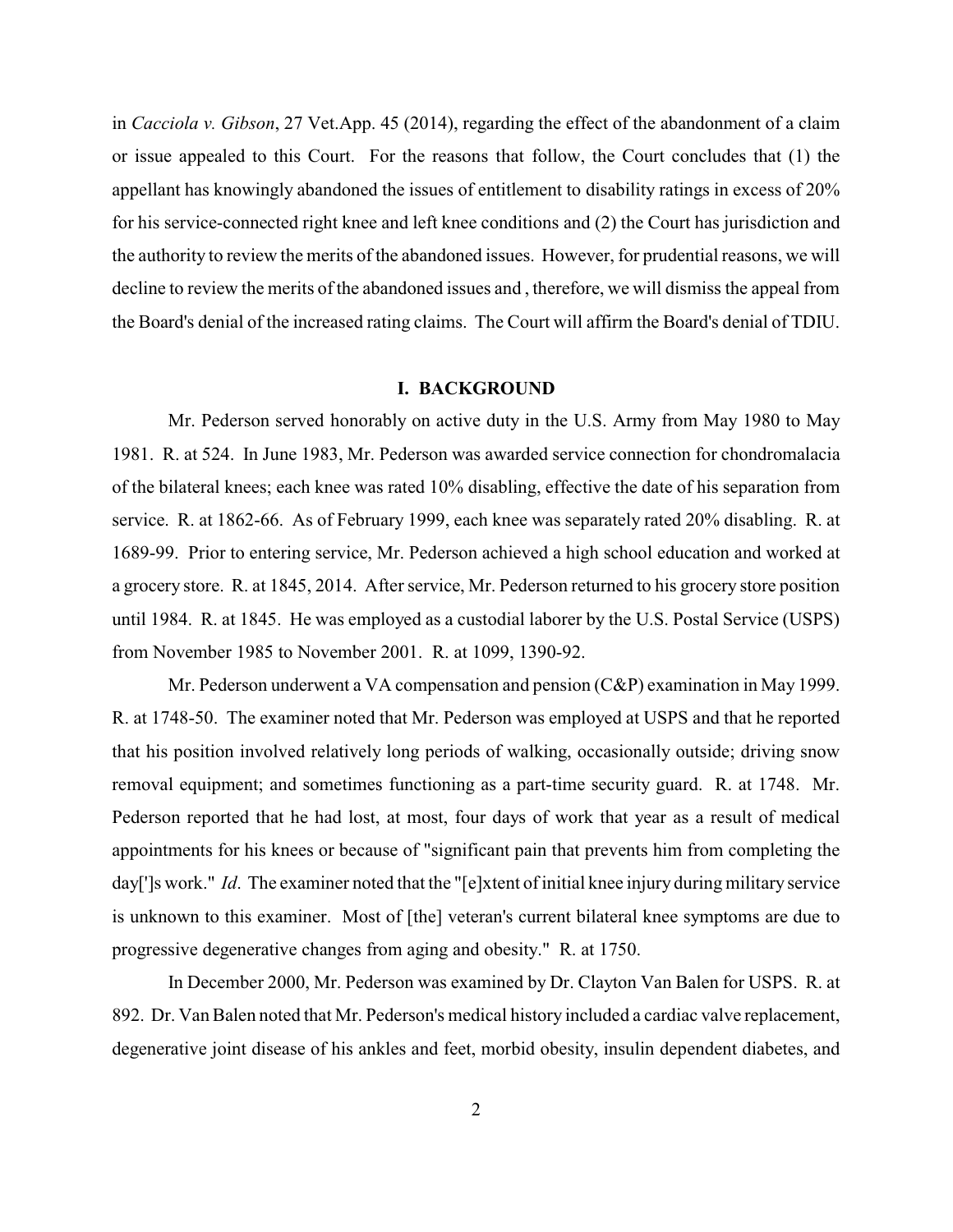in *Cacciola v. Gibson*, 27 Vet.App. 45 (2014), regarding the effect of the abandonment of a claim or issue appealed to this Court. For the reasons that follow, the Court concludes that (1) the appellant has knowingly abandoned the issues of entitlement to disability ratings in excess of 20% for his service-connected right knee and left knee conditions and (2) the Court has jurisdiction and the authority to review the merits of the abandoned issues. However, for prudential reasons, we will decline to review the merits of the abandoned issues and , therefore, we will dismiss the appeal from the Board's denial of the increased rating claims. The Court will affirm the Board's denial of TDIU.

## I. BACKGROUND

Mr. Pederson served honorably on active duty in the U.S. Army from May 1980 to May 1981. R. at 524. In June 1983, Mr. Pederson was awarded service connection for chondromalacia of the bilateral knees; each knee was rated 10% disabling, effective the date of his separation from service. R. at 1862-66. As of February 1999, each knee was separately rated 20% disabling. R. at 1689-99. Prior to entering service, Mr. Pederson achieved a high school education and worked at a grocery store. R. at 1845, 2014. After service, Mr. Pederson returned to his grocery store position until 1984. R. at 1845. He was employed as a custodial laborer by the U.S. Postal Service (USPS) from November 1985 to November 2001. R. at 1099, 1390-92.

Mr. Pederson underwent a VA compensation and pension (C&P) examination in May 1999. R. at 1748-50. The examiner noted that Mr. Pederson was employed at USPS and that he reported that his position involved relatively long periods of walking, occasionally outside; driving snow removal equipment; and sometimes functioning as a part-time security guard. R. at 1748. Mr. Pederson reported that he had lost, at most, four days of work that year as a result of medical appointments for his knees or because of "significant pain that prevents him from completing the day[']s work." *Id*. The examiner noted that the "[e]xtent of initial knee injury during military service is unknown to this examiner. Most of [the] veteran's current bilateral knee symptoms are due to progressive degenerative changes from aging and obesity." R. at 1750.

In December 2000, Mr. Pederson was examined by Dr. Clayton Van Balen for USPS. R. at 892. Dr. Van Balen noted that Mr. Pederson's medical history included a cardiac valve replacement, degenerative joint disease of his ankles and feet, morbid obesity, insulin dependent diabetes, and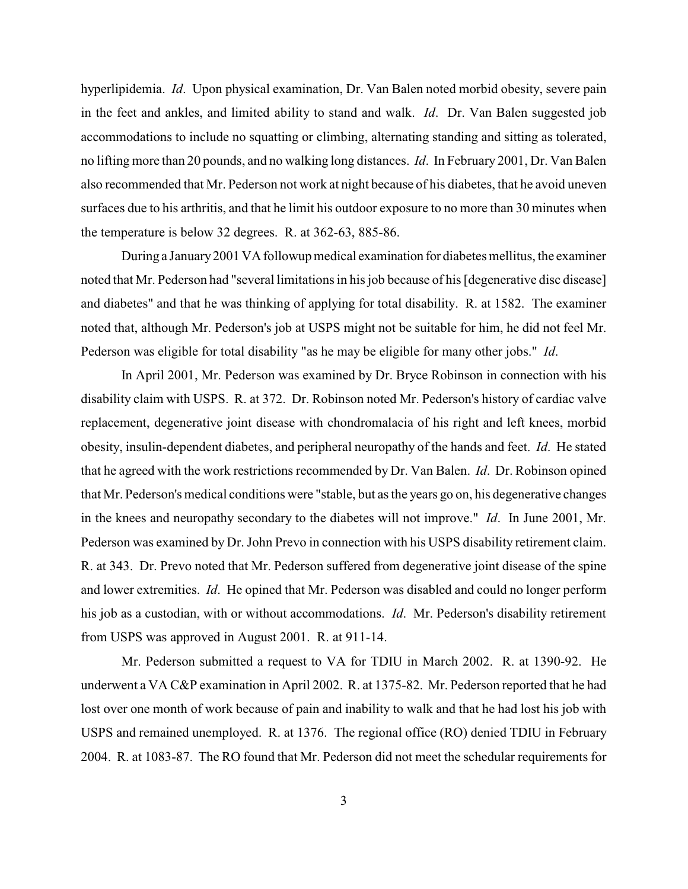hyperlipidemia. *Id*. Upon physical examination, Dr. Van Balen noted morbid obesity, severe pain in the feet and ankles, and limited ability to stand and walk. *Id*. Dr. Van Balen suggested job accommodations to include no squatting or climbing, alternating standing and sitting as tolerated, no lifting more than 20 pounds, and no walking long distances. *Id*. In February 2001, Dr. Van Balen also recommended that Mr. Pederson not work at night because of his diabetes, that he avoid uneven surfaces due to his arthritis, and that he limit his outdoor exposure to no more than 30 minutes when the temperature is below 32 degrees. R. at 362-63, 885-86.

During a January 2001 VA followup medical examination for diabetes mellitus, the examiner noted that Mr. Pederson had "several limitations in his job because of his [degenerative disc disease] and diabetes" and that he was thinking of applying for total disability. R. at 1582. The examiner noted that, although Mr. Pederson's job at USPS might not be suitable for him, he did not feel Mr. Pederson was eligible for total disability "as he may be eligible for many other jobs." *Id*.

In April 2001, Mr. Pederson was examined by Dr. Bryce Robinson in connection with his disability claim with USPS. R. at 372. Dr. Robinson noted Mr. Pederson's history of cardiac valve replacement, degenerative joint disease with chondromalacia of his right and left knees, morbid obesity, insulin-dependent diabetes, and peripheral neuropathy of the hands and feet. *Id*. He stated that he agreed with the work restrictions recommended by Dr. Van Balen. *Id*. Dr. Robinson opined that Mr. Pederson's medical conditions were "stable, but as the years go on, his degenerative changes in the knees and neuropathy secondary to the diabetes will not improve." *Id*. In June 2001, Mr. Pederson was examined by Dr. John Prevo in connection with his USPS disability retirement claim. R. at 343. Dr. Prevo noted that Mr. Pederson suffered from degenerative joint disease of the spine and lower extremities. *Id*. He opined that Mr. Pederson was disabled and could no longer perform his job as a custodian, with or without accommodations. *Id*. Mr. Pederson's disability retirement from USPS was approved in August 2001. R. at 911-14.

Mr. Pederson submitted a request to VA for TDIU in March 2002. R. at 1390-92. He underwent a VA C&P examination in April 2002. R. at 1375-82. Mr. Pederson reported that he had lost over one month of work because of pain and inability to walk and that he had lost his job with USPS and remained unemployed. R. at 1376. The regional office (RO) denied TDIU in February 2004. R. at 1083-87. The RO found that Mr. Pederson did not meet the schedular requirements for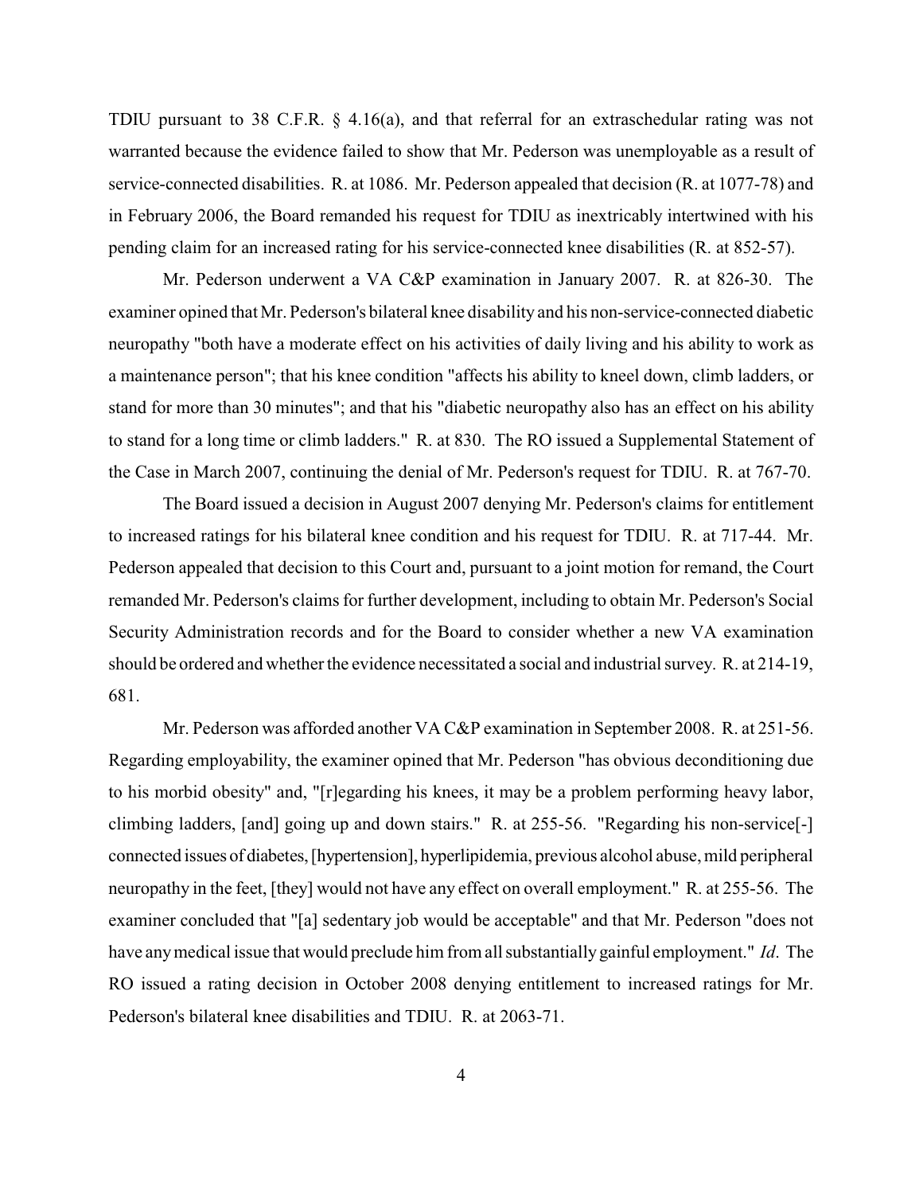TDIU pursuant to 38 C.F.R. § 4.16(a), and that referral for an extraschedular rating was not warranted because the evidence failed to show that Mr. Pederson was unemployable as a result of service-connected disabilities. R. at 1086. Mr. Pederson appealed that decision (R. at 1077-78) and in February 2006, the Board remanded his request for TDIU as inextricably intertwined with his pending claim for an increased rating for his service-connected knee disabilities (R. at 852-57).

Mr. Pederson underwent a VA C&P examination in January 2007. R. at 826-30. The examiner opined that Mr. Pederson's bilateral knee disability and his non-service-connected diabetic neuropathy "both have a moderate effect on his activities of daily living and his ability to work as a maintenance person"; that his knee condition "affects his ability to kneel down, climb ladders, or stand for more than 30 minutes"; and that his "diabetic neuropathy also has an effect on his ability to stand for a long time or climb ladders." R. at 830. The RO issued a Supplemental Statement of the Case in March 2007, continuing the denial of Mr. Pederson's request for TDIU. R. at 767-70.

The Board issued a decision in August 2007 denying Mr. Pederson's claims for entitlement to increased ratings for his bilateral knee condition and his request for TDIU. R. at 717-44. Mr. Pederson appealed that decision to this Court and, pursuant to a joint motion for remand, the Court remanded Mr. Pederson's claims for further development, including to obtain Mr. Pederson's Social Security Administration records and for the Board to consider whether a new VA examination should be ordered and whether the evidence necessitated a social and industrial survey. R. at 214-19, 681.

Mr. Pederson was afforded another VA C&P examination in September 2008. R. at 251-56. Regarding employability, the examiner opined that Mr. Pederson "has obvious deconditioning due to his morbid obesity" and, "[r]egarding his knees, it may be a problem performing heavy labor, climbing ladders, [and] going up and down stairs." R. at 255-56. "Regarding his non-service[-] connected issues of diabetes, [hypertension], hyperlipidemia, previous alcohol abuse, mild peripheral neuropathy in the feet, [they] would not have any effect on overall employment." R. at 255-56. The examiner concluded that "[a] sedentary job would be acceptable" and that Mr. Pederson "does not have any medical issue that would preclude him from all substantially gainful employment." *Id*. The RO issued a rating decision in October 2008 denying entitlement to increased ratings for Mr. Pederson's bilateral knee disabilities and TDIU. R. at 2063-71.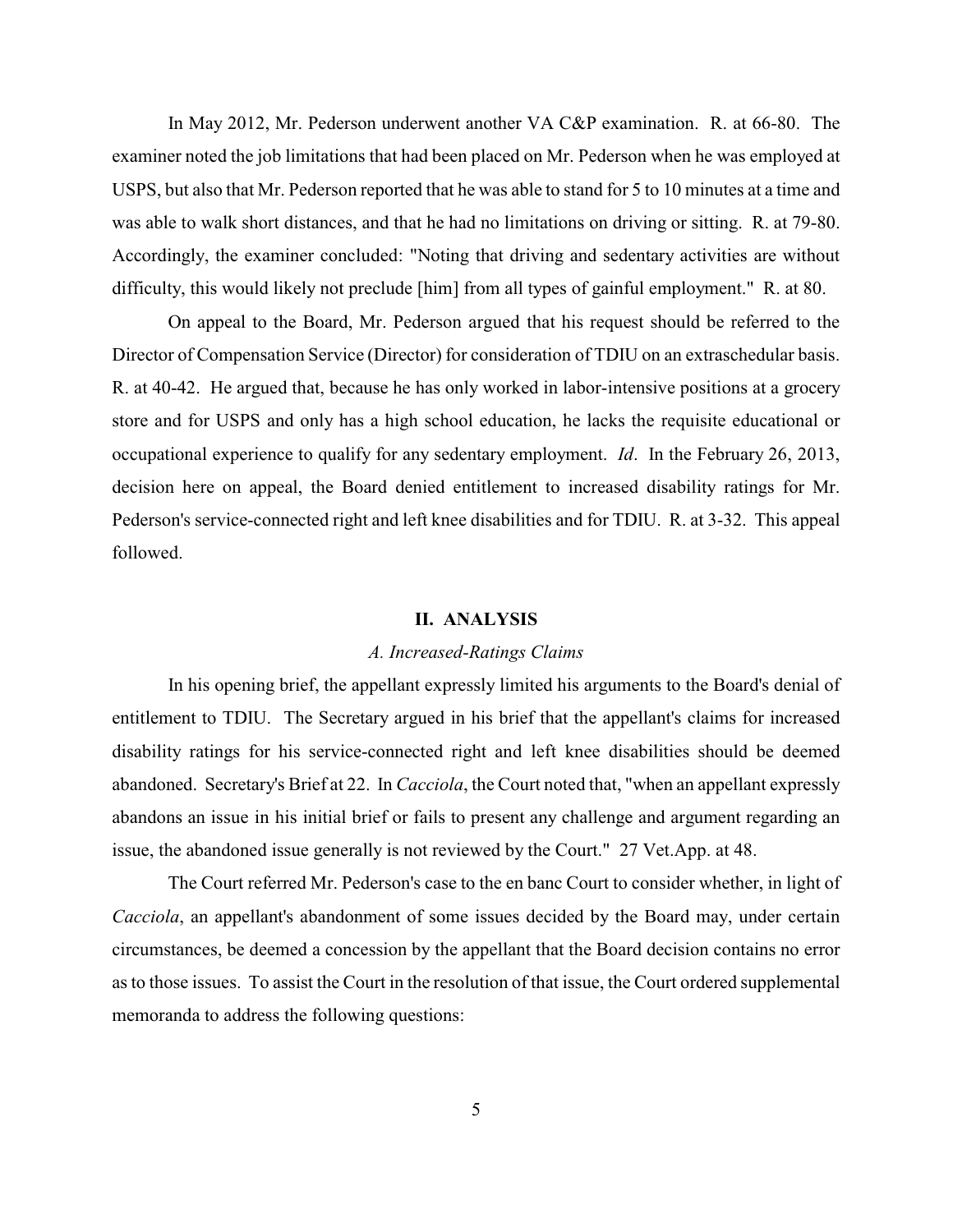In May 2012, Mr. Pederson underwent another VA C&P examination. R. at 66-80. The examiner noted the job limitations that had been placed on Mr. Pederson when he was employed at USPS, but also that Mr. Pederson reported that he was able to stand for 5 to 10 minutes at a time and was able to walk short distances, and that he had no limitations on driving or sitting. R. at 79-80. Accordingly, the examiner concluded: "Noting that driving and sedentary activities are without difficulty, this would likely not preclude [him] from all types of gainful employment." R. at 80.

On appeal to the Board, Mr. Pederson argued that his request should be referred to the Director of Compensation Service (Director) for consideration of TDIU on an extraschedular basis. R. at 40-42. He argued that, because he has only worked in labor-intensive positions at a grocery store and for USPS and only has a high school education, he lacks the requisite educational or occupational experience to qualify for any sedentary employment. *Id*. In the February 26, 2013, decision here on appeal, the Board denied entitlement to increased disability ratings for Mr. Pederson's service-connected right and left knee disabilities and for TDIU. R. at 3-32. This appeal followed.

## II. ANALYSIS

### *A. Increased-Ratings Claims*

In his opening brief, the appellant expressly limited his arguments to the Board's denial of entitlement to TDIU. The Secretary argued in his brief that the appellant's claims for increased disability ratings for his service-connected right and left knee disabilities should be deemed abandoned. Secretary's Brief at 22. In *Cacciola*, the Court noted that, "when an appellant expressly abandons an issue in his initial brief or fails to present any challenge and argument regarding an issue, the abandoned issue generally is not reviewed by the Court." 27 Vet.App. at 48.

The Court referred Mr. Pederson's case to the en banc Court to consider whether, in light of *Cacciola*, an appellant's abandonment of some issues decided by the Board may, under certain circumstances, be deemed a concession by the appellant that the Board decision contains no error as to those issues. To assist the Court in the resolution of that issue, the Court ordered supplemental memoranda to address the following questions: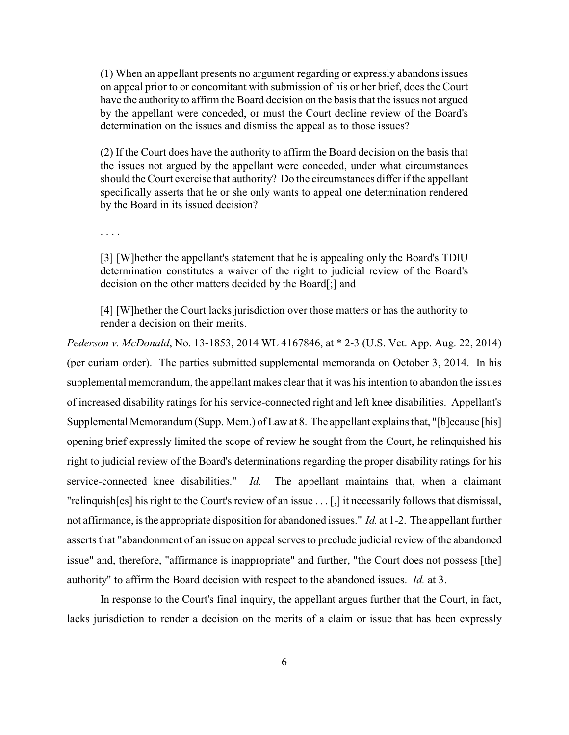> (1) When an appellant presents no argument regarding or expressly abandons issues on appeal prior to or concomitant with submission of his or her brief, does the Court have the authority to affirm the Board decision on the basis that the issues not argued by the appellant were conceded, or must the Court decline review of the Board's determination on the issues and dismiss the appeal as to those issues?
>
> (2) If the Court does have the authority to affirm the Board decision on the basis that the issues not argued by the appellant were conceded, under what circumstances should the Court exercise that authority? Do the circumstances differ if the appellant specifically asserts that he or she only wants to appeal one determination rendered by the Board in its issued decision?
>
> . . . .
>
> [3] [W]hether the appellant's statement that he is appealing only the Board's TDIU determination constitutes a waiver of the right to judicial review of the Board's decision on the other matters decided by the Board[;] and
>
> [4] [W]hether the Court lacks jurisdiction over those matters or has the authority to render a decision on their merits.

*Pederson v. McDonald*, No. 13-1853, 2014 WL 4167846, at * 2-3 (U.S. Vet. App. Aug. 22, 2014) (per curiam order). The parties submitted supplemental memoranda on October 3, 2014. In his supplemental memorandum, the appellant makes clear that it was his intention to abandon the issues of increased disability ratings for his service-connected right and left knee disabilities. Appellant's Supplemental Memorandum (Supp. Mem.) of Law at 8. The appellant explains that, "[b]ecause [his] opening brief expressly limited the scope of review he sought from the Court, he relinquished his right to judicial review of the Board's determinations regarding the proper disability ratings for his service-connected knee disabilities." *Id.* The appellant maintains that, when a claimant "relinquish[es] his right to the Court's review of an issue . . . [,] it necessarily follows that dismissal, not affirmance, is the appropriate disposition for abandoned issues." *Id.* at 1-2. The appellant further asserts that "abandonment of an issue on appeal serves to preclude judicial review of the abandoned issue" and, therefore, "affirmance is inappropriate" and further, "the Court does not possess [the] authority" to affirm the Board decision with respect to the abandoned issues. *Id.* at 3.

In response to the Court's final inquiry, the appellant argues further that the Court, in fact, lacks jurisdiction to render a decision on the merits of a claim or issue that has been expressly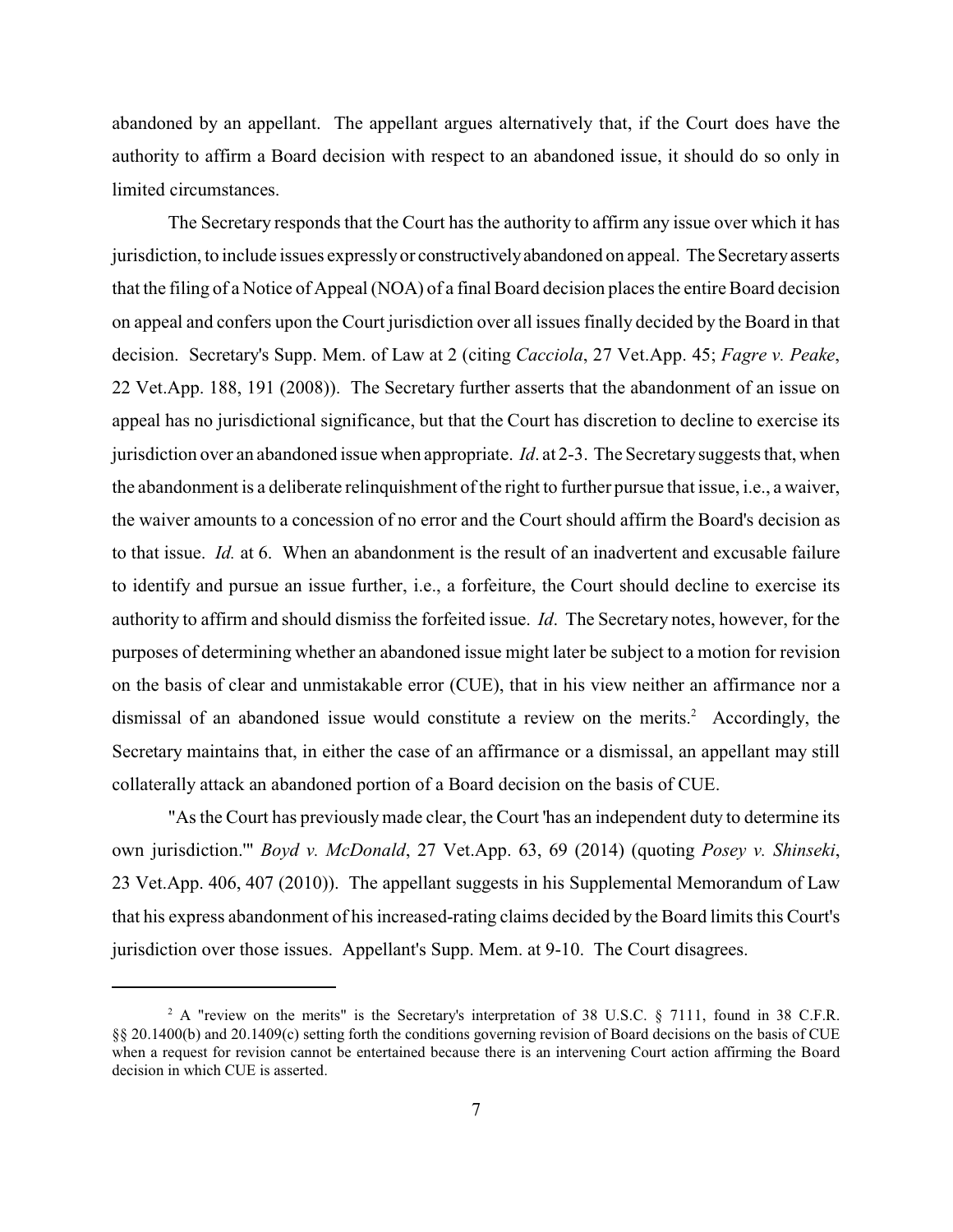abandoned by an appellant. The appellant argues alternatively that, if the Court does have the authority to affirm a Board decision with respect to an abandoned issue, it should do so only in limited circumstances.

The Secretary responds that the Court has the authority to affirm any issue over which it has jurisdiction, to include issues expressly or constructively abandoned on appeal. The Secretary asserts that the filing of a Notice of Appeal (NOA) of a final Board decision places the entire Board decision on appeal and confers upon the Court jurisdiction over all issues finally decided by the Board in that decision. Secretary's Supp. Mem. of Law at 2 (citing *Cacciola*, 27 Vet.App. 45; *Fagre v. Peake*, 22 Vet.App. 188, 191 (2008)). The Secretary further asserts that the abandonment of an issue on appeal has no jurisdictional significance, but that the Court has discretion to decline to exercise its jurisdiction over an abandoned issue when appropriate. *Id*. at 2-3. The Secretary suggests that, when the abandonment is a deliberate relinquishment of the right to further pursue that issue, i.e., a waiver, the waiver amounts to a concession of no error and the Court should affirm the Board's decision as to that issue. *Id.* at 6. When an abandonment is the result of an inadvertent and excusable failure to identify and pursue an issue further, i.e., a forfeiture, the Court should decline to exercise its authority to affirm and should dismiss the forfeited issue. *Id*. The Secretary notes, however, for the purposes of determining whether an abandoned issue might later be subject to a motion for revision on the basis of clear and unmistakable error (CUE), that in his view neither an affirmance nor a dismissal of an abandoned issue would constitute a review on the merits.[2] Accordingly, the Secretary maintains that, in either the case of an affirmance or a dismissal, an appellant may still collaterally attack an abandoned portion of a Board decision on the basis of CUE.

"As the Court has previously made clear, the Court 'has an independent duty to determine its own jurisdiction.'" *Boyd v. McDonald*, 27 Vet.App. 63, 69 (2014) (quoting *Posey v. Shinseki*, 23 Vet.App. 406, 407 (2010)). The appellant suggests in his Supplemental Memorandum of Law that his express abandonment of his increased-rating claims decided by the Board limits this Court's jurisdiction over those issues. Appellant's Supp. Mem. at 9-10. The Court disagrees.

---

[2] A "review on the merits" is the Secretary's interpretation of 38 U.S.C. § 7111, found in 38 C.F.R. §§ 20.1400(b) and 20.1409(c) setting forth the conditions governing revision of Board decisions on the basis of CUE when a request for revision cannot be entertained because there is an intervening Court action affirming the Board decision in which CUE is asserted.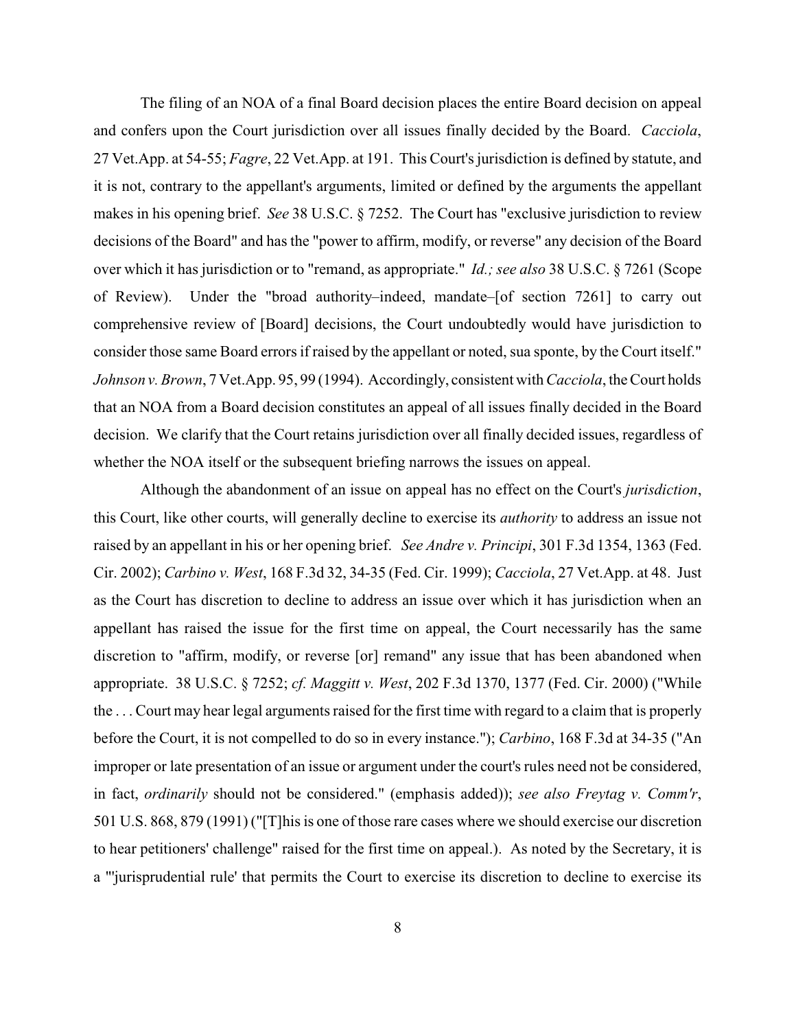The filing of an NOA of a final Board decision places the entire Board decision on appeal and confers upon the Court jurisdiction over all issues finally decided by the Board. *Cacciola*, 27 Vet.App. at 54-55; *Fagre*, 22 Vet.App. at 191. This Court's jurisdiction is defined by statute, and it is not, contrary to the appellant's arguments, limited or defined by the arguments the appellant makes in his opening brief. *See* 38 U.S.C. § 7252. The Court has "exclusive jurisdiction to review decisions of the Board" and has the "power to affirm, modify, or reverse" any decision of the Board over which it has jurisdiction or to "remand, as appropriate." *Id.; see also* 38 U.S.C. § 7261 (Scope of Review). Under the "broad authority–indeed, mandate–[of section 7261] to carry out comprehensive review of [Board] decisions, the Court undoubtedly would have jurisdiction to consider those same Board errors if raised by the appellant or noted, sua sponte, by the Court itself." *Johnson v. Brown*, 7 Vet.App. 95, 99 (1994). Accordingly, consistent with *Cacciola*, the Court holds that an NOA from a Board decision constitutes an appeal of all issues finally decided in the Board decision. We clarify that the Court retains jurisdiction over all finally decided issues, regardless of whether the NOA itself or the subsequent briefing narrows the issues on appeal.

Although the abandonment of an issue on appeal has no effect on the Court's *jurisdiction*, this Court, like other courts, will generally decline to exercise its *authority* to address an issue not raised by an appellant in his or her opening brief. *See Andre v. Principi*, 301 F.3d 1354, 1363 (Fed. Cir. 2002); *Carbino v. West*, 168 F.3d 32, 34-35 (Fed. Cir. 1999); *Cacciola*, 27 Vet.App. at 48. Just as the Court has discretion to decline to address an issue over which it has jurisdiction when an appellant has raised the issue for the first time on appeal, the Court necessarily has the same discretion to "affirm, modify, or reverse [or] remand" any issue that has been abandoned when appropriate. 38 U.S.C. § 7252; *cf. Maggitt v. West*, 202 F.3d 1370, 1377 (Fed. Cir. 2000) ("While the . . . Court may hear legal arguments raised for the first time with regard to a claim that is properly before the Court, it is not compelled to do so in every instance."); *Carbino*, 168 F.3d at 34-35 ("An improper or late presentation of an issue or argument under the court's rules need not be considered, in fact, *ordinarily* should not be considered." (emphasis added)); *see also Freytag v. Comm'r*, 501 U.S. 868, 879 (1991) ("[T]his is one of those rare cases where we should exercise our discretion to hear petitioners' challenge" raised for the first time on appeal.). As noted by the Secretary, it is a "'jurisprudential rule' that permits the Court to exercise its discretion to decline to exercise its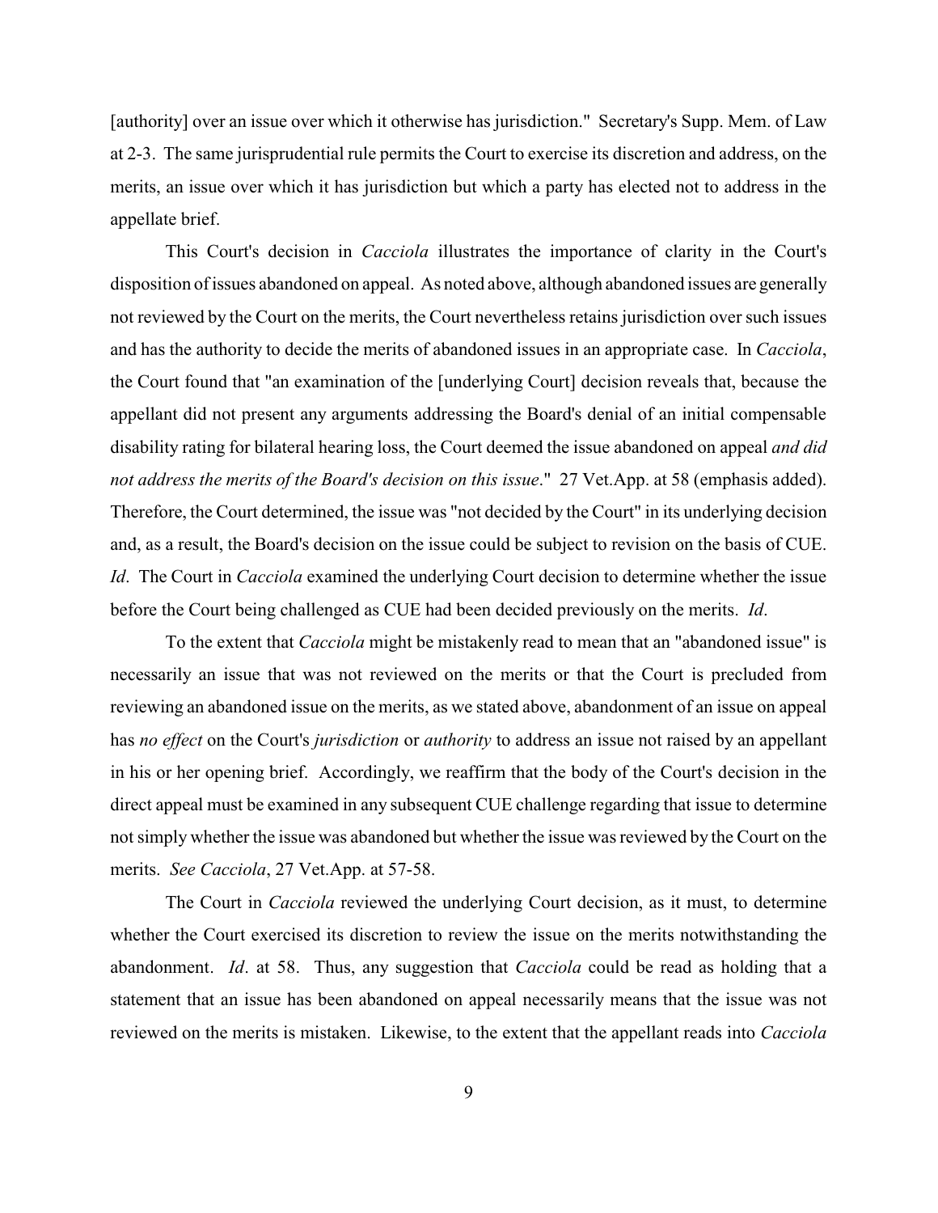[authority] over an issue over which it otherwise has jurisdiction." Secretary's Supp. Mem. of Law at 2-3. The same jurisprudential rule permits the Court to exercise its discretion and address, on the merits, an issue over which it has jurisdiction but which a party has elected not to address in the appellate brief.

This Court's decision in *Cacciola* illustrates the importance of clarity in the Court's disposition of issues abandoned on appeal. As noted above, although abandoned issues are generally not reviewed by the Court on the merits, the Court nevertheless retains jurisdiction over such issues and has the authority to decide the merits of abandoned issues in an appropriate case. In *Cacciola*, the Court found that "an examination of the [underlying Court] decision reveals that, because the appellant did not present any arguments addressing the Board's denial of an initial compensable disability rating for bilateral hearing loss, the Court deemed the issue abandoned on appeal *and did not address the merits of the Board's decision on this issue*." 27 Vet.App. at 58 (emphasis added). Therefore, the Court determined, the issue was "not decided by the Court" in its underlying decision and, as a result, the Board's decision on the issue could be subject to revision on the basis of CUE. *Id*. The Court in *Cacciola* examined the underlying Court decision to determine whether the issue before the Court being challenged as CUE had been decided previously on the merits. *Id*.

To the extent that *Cacciola* might be mistakenly read to mean that an "abandoned issue" is necessarily an issue that was not reviewed on the merits or that the Court is precluded from reviewing an abandoned issue on the merits, as we stated above, abandonment of an issue on appeal has *no effect* on the Court's *jurisdiction* or *authority* to address an issue not raised by an appellant in his or her opening brief. Accordingly, we reaffirm that the body of the Court's decision in the direct appeal must be examined in any subsequent CUE challenge regarding that issue to determine not simply whether the issue was abandoned but whether the issue was reviewed by the Court on the merits. *See Cacciola*, 27 Vet.App. at 57-58.

The Court in *Cacciola* reviewed the underlying Court decision, as it must, to determine whether the Court exercised its discretion to review the issue on the merits notwithstanding the abandonment. *Id*. at 58. Thus, any suggestion that *Cacciola* could be read as holding that a statement that an issue has been abandoned on appeal necessarily means that the issue was not reviewed on the merits is mistaken. Likewise, to the extent that the appellant reads into *Cacciola*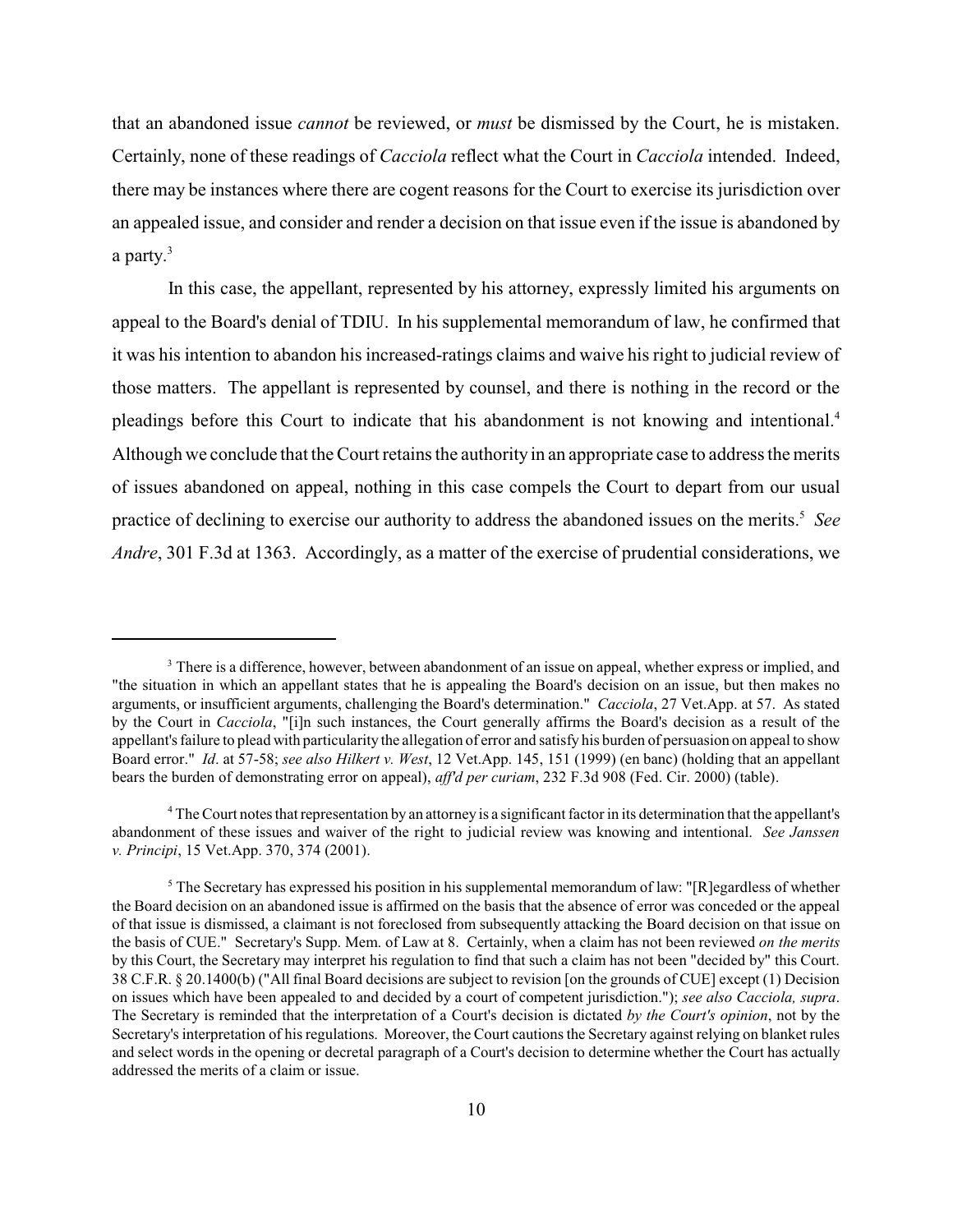that an abandoned issue *cannot* be reviewed, or *must* be dismissed by the Court, he is mistaken. Certainly, none of these readings of *Cacciola* reflect what the Court in *Cacciola* intended. Indeed, there may be instances where there are cogent reasons for the Court to exercise its jurisdiction over an appealed issue, and consider and render a decision on that issue even if the issue is abandoned by a party.[3]

In this case, the appellant, represented by his attorney, expressly limited his arguments on appeal to the Board's denial of TDIU. In his supplemental memorandum of law, he confirmed that it was his intention to abandon his increased-ratings claims and waive his right to judicial review of those matters. The appellant is represented by counsel, and there is nothing in the record or the pleadings before this Court to indicate that his abandonment is not knowing and intentional.[4] Although we conclude that the Court retains the authority in an appropriate case to address the merits of issues abandoned on appeal, nothing in this case compels the Court to depart from our usual practice of declining to exercise our authority to address the abandoned issues on the merits.[5] *See Andre*, 301 F.3d at 1363. Accordingly, as a matter of the exercise of prudential considerations, we

---

[3] There is a difference, however, between abandonment of an issue on appeal, whether express or implied, and "the situation in which an appellant states that he is appealing the Board's decision on an issue, but then makes no arguments, or insufficient arguments, challenging the Board's determination." *Cacciola*, 27 Vet.App. at 57. As stated by the Court in *Cacciola*, "[i]n such instances, the Court generally affirms the Board's decision as a result of the appellant's failure to plead with particularity the allegation of error and satisfy his burden of persuasion on appeal to show Board error." *Id*. at 57-58; *see also Hilkert v. West*, 12 Vet.App. 145, 151 (1999) (en banc) (holding that an appellant bears the burden of demonstrating error on appeal), *aff'd per curiam*, 232 F.3d 908 (Fed. Cir. 2000) (table).

[4] The Court notes that representation by an attorney is a significant factor in its determination that the appellant's abandonment of these issues and waiver of the right to judicial review was knowing and intentional. *See Janssen v. Principi*, 15 Vet.App. 370, 374 (2001).

[5] The Secretary has expressed his position in his supplemental memorandum of law: "[R]egardless of whether the Board decision on an abandoned issue is affirmed on the basis that the absence of error was conceded or the appeal of that issue is dismissed, a claimant is not foreclosed from subsequently attacking the Board decision on that issue on the basis of CUE." Secretary's Supp. Mem. of Law at 8. Certainly, when a claim has not been reviewed *on the merits* by this Court, the Secretary may interpret his regulation to find that such a claim has not been "decided by" this Court. 38 C.F.R. § 20.1400(b) ("All final Board decisions are subject to revision [on the grounds of CUE] except (1) Decision on issues which have been appealed to and decided by a court of competent jurisdiction."); *see also Cacciola, supra*. The Secretary is reminded that the interpretation of a Court's decision is dictated *by the Court's opinion*, not by the Secretary's interpretation of his regulations. Moreover, the Court cautions the Secretary against relying on blanket rules and select words in the opening or decretal paragraph of a Court's decision to determine whether the Court has actually addressed the merits of a claim or issue.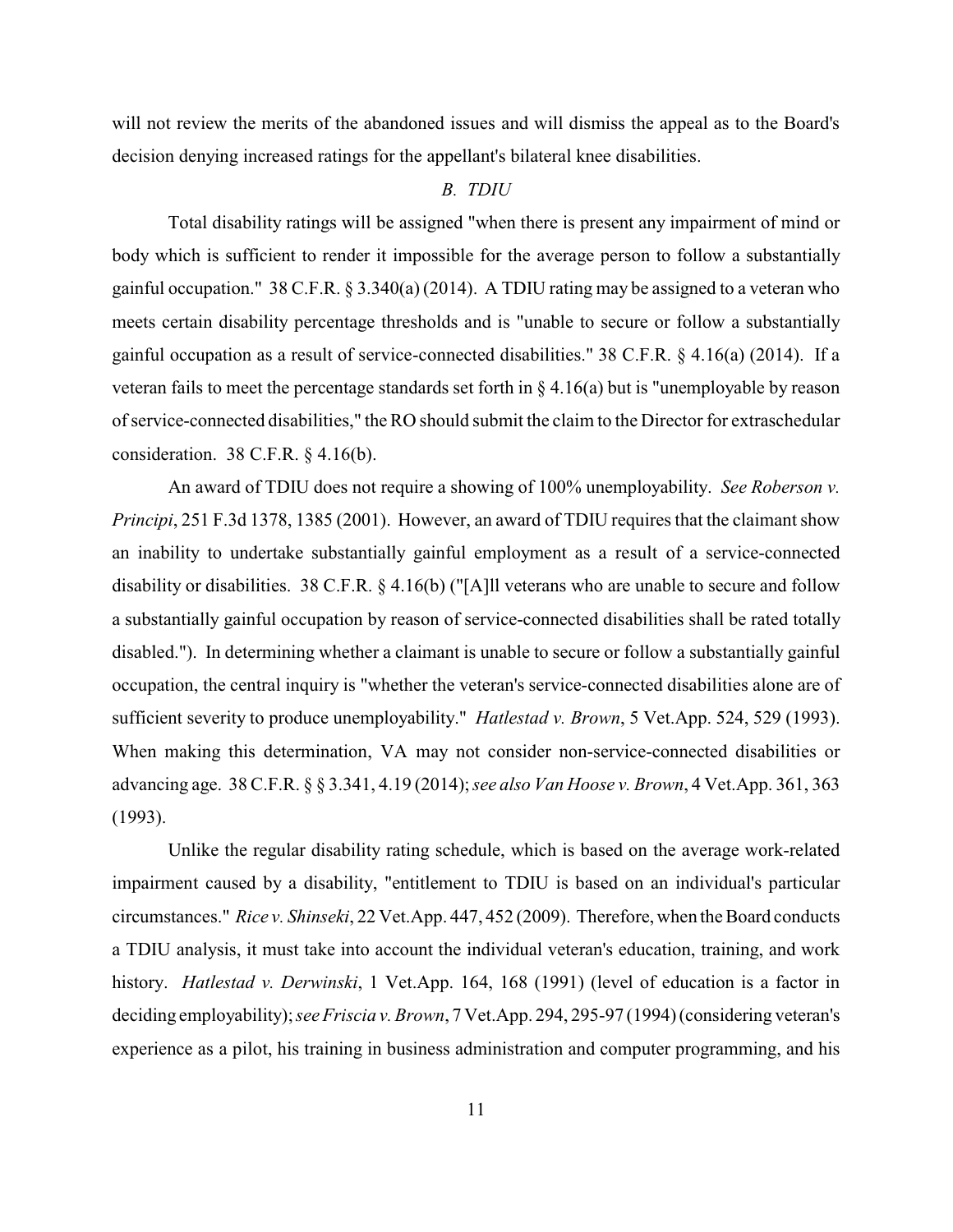will not review the merits of the abandoned issues and will dismiss the appeal as to the Board's decision denying increased ratings for the appellant's bilateral knee disabilities.

### *B. TDIU*

Total disability ratings will be assigned "when there is present any impairment of mind or body which is sufficient to render it impossible for the average person to follow a substantially gainful occupation." 38 C.F.R. § 3.340(a) (2014). A TDIU rating may be assigned to a veteran who meets certain disability percentage thresholds and is "unable to secure or follow a substantially gainful occupation as a result of service-connected disabilities." 38 C.F.R. § 4.16(a) (2014). If a veteran fails to meet the percentage standards set forth in § 4.16(a) but is "unemployable by reason of service-connected disabilities," the RO should submit the claim to the Director for extraschedular consideration. 38 C.F.R. § 4.16(b).

An award of TDIU does not require a showing of 100% unemployability. *See Roberson v. Principi*, 251 F.3d 1378, 1385 (2001). However, an award of TDIU requires that the claimant show an inability to undertake substantially gainful employment as a result of a service-connected disability or disabilities. 38 C.F.R. § 4.16(b) ("[A]ll veterans who are unable to secure and follow a substantially gainful occupation by reason of service-connected disabilities shall be rated totally disabled."). In determining whether a claimant is unable to secure or follow a substantially gainful occupation, the central inquiry is "whether the veteran's service-connected disabilities alone are of sufficient severity to produce unemployability." *Hatlestad v. Brown*, 5 Vet.App. 524, 529 (1993). When making this determination, VA may not consider non-service-connected disabilities or advancing age. 38 C.F.R. § § 3.341, 4.19 (2014); *see also Van Hoose v. Brown*, 4 Vet.App. 361, 363 (1993).

Unlike the regular disability rating schedule, which is based on the average work-related impairment caused by a disability, "entitlement to TDIU is based on an individual's particular circumstances." *Rice v. Shinseki*, 22 Vet.App. 447, 452 (2009). Therefore, when the Board conducts a TDIU analysis, it must take into account the individual veteran's education, training, and work history. *Hatlestad v. Derwinski*, 1 Vet.App. 164, 168 (1991) (level of education is a factor in deciding employability); *see Friscia v. Brown*, 7 Vet.App. 294, 295-97 (1994) (considering veteran's experience as a pilot, his training in business administration and computer programming, and his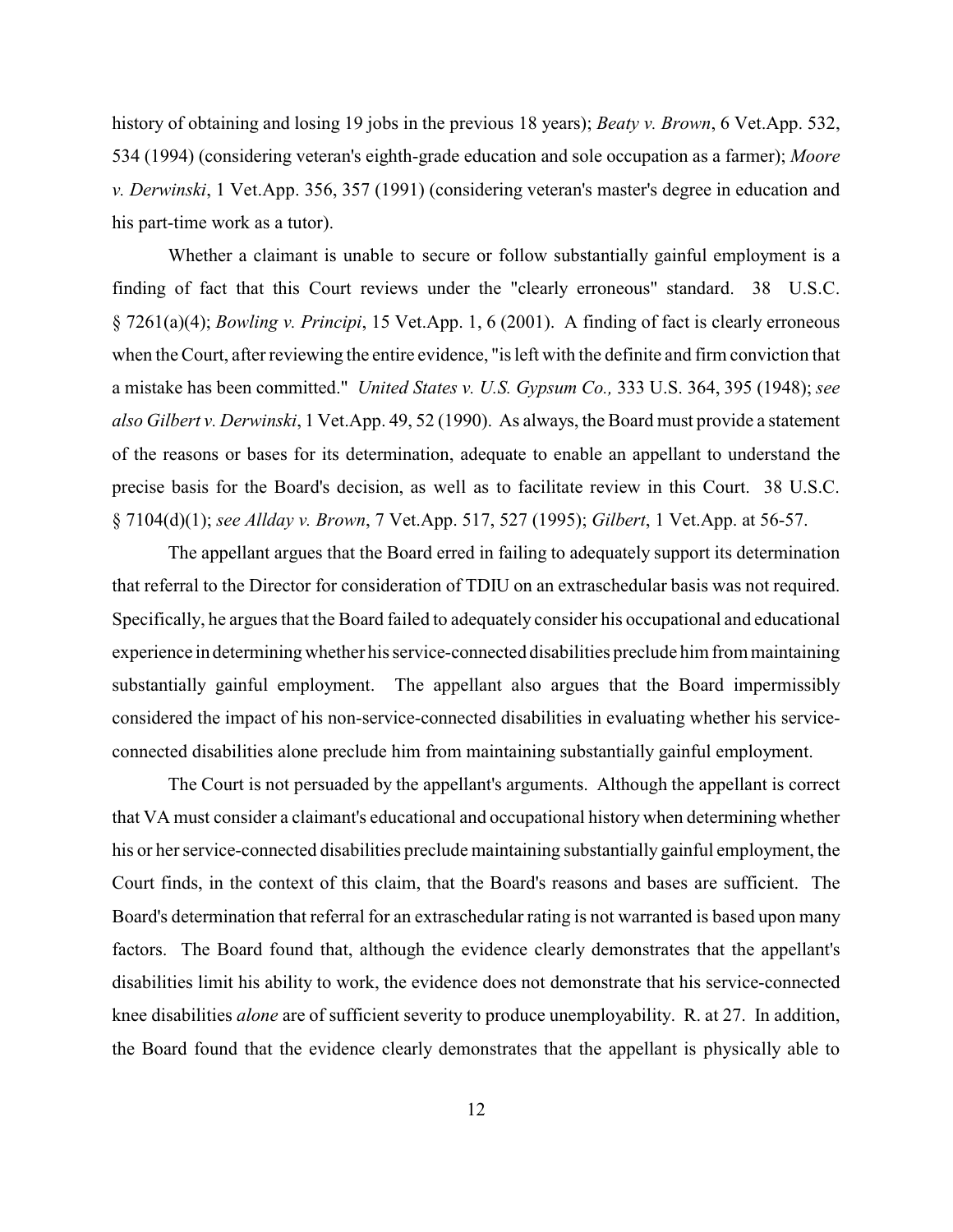history of obtaining and losing 19 jobs in the previous 18 years); *Beaty v. Brown*, 6 Vet.App. 532, 534 (1994) (considering veteran's eighth-grade education and sole occupation as a farmer); *Moore v. Derwinski*, 1 Vet.App. 356, 357 (1991) (considering veteran's master's degree in education and his part-time work as a tutor).

Whether a claimant is unable to secure or follow substantially gainful employment is a finding of fact that this Court reviews under the "clearly erroneous" standard. 38 U.S.C. § 7261(a)(4); *Bowling v. Principi*, 15 Vet.App. 1, 6 (2001). A finding of fact is clearly erroneous when the Court, after reviewing the entire evidence, "is left with the definite and firm conviction that a mistake has been committed." *United States v. U.S. Gypsum Co.,* 333 U.S. 364, 395 (1948); *see also Gilbert v. Derwinski*, 1 Vet.App. 49, 52 (1990). As always, the Board must provide a statement of the reasons or bases for its determination, adequate to enable an appellant to understand the precise basis for the Board's decision, as well as to facilitate review in this Court. 38 U.S.C. § 7104(d)(1); *see Allday v. Brown*, 7 Vet.App. 517, 527 (1995); *Gilbert*, 1 Vet.App. at 56-57.

The appellant argues that the Board erred in failing to adequately support its determination that referral to the Director for consideration of TDIU on an extraschedular basis was not required. Specifically, he argues that the Board failed to adequately consider his occupational and educational experience in determining whether his service-connected disabilities preclude him from maintaining substantially gainful employment. The appellant also argues that the Board impermissibly considered the impact of his non-service-connected disabilities in evaluating whether his service-connected disabilities alone preclude him from maintaining substantially gainful employment.

The Court is not persuaded by the appellant's arguments. Although the appellant is correct that VA must consider a claimant's educational and occupational history when determining whether his or her service-connected disabilities preclude maintaining substantially gainful employment, the Court finds, in the context of this claim, that the Board's reasons and bases are sufficient. The Board's determination that referral for an extraschedular rating is not warranted is based upon many factors. The Board found that, although the evidence clearly demonstrates that the appellant's disabilities limit his ability to work, the evidence does not demonstrate that his service-connected knee disabilities *alone* are of sufficient severity to produce unemployability. R. at 27. In addition, the Board found that the evidence clearly demonstrates that the appellant is physically able to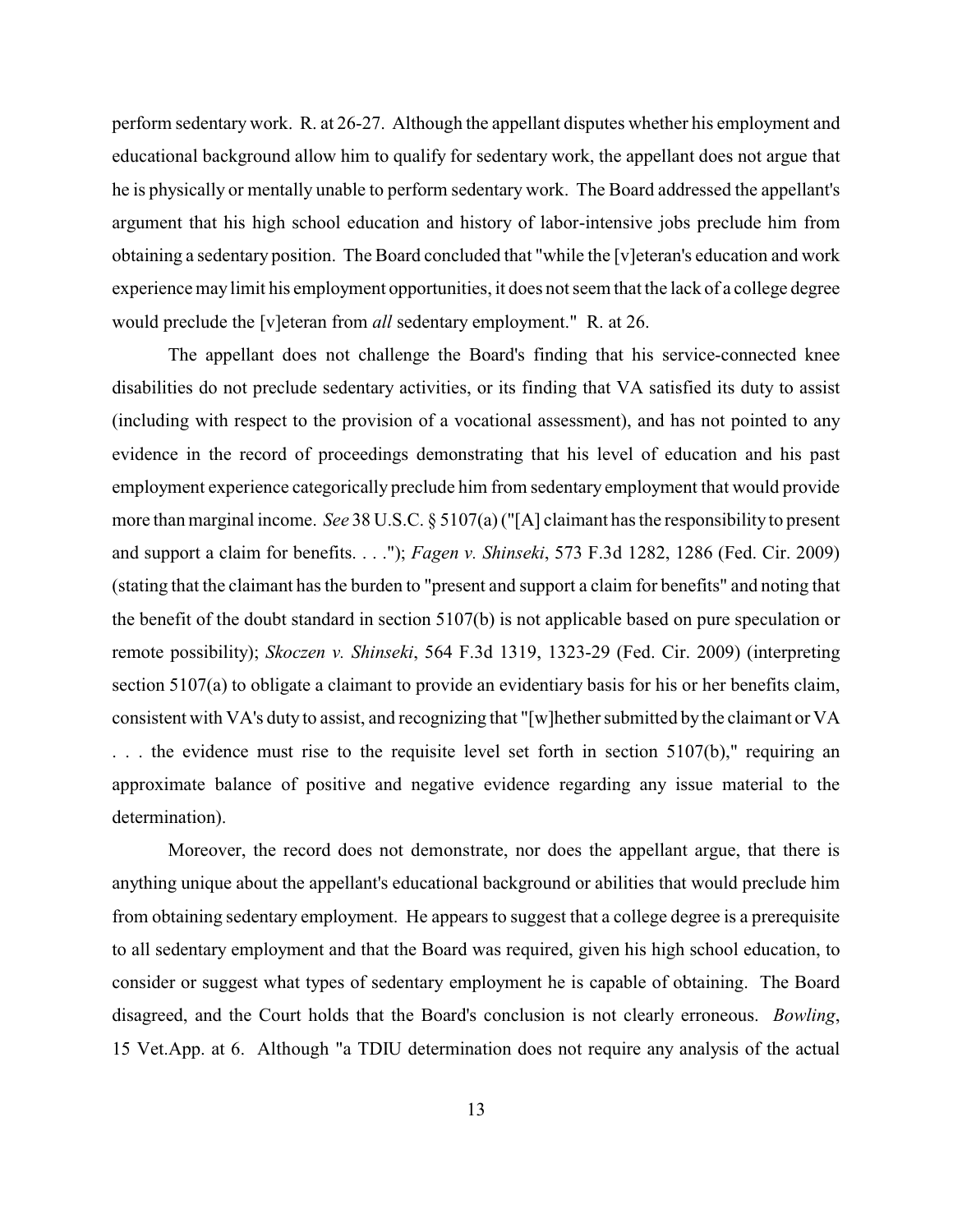perform sedentary work. R. at 26-27. Although the appellant disputes whether his employment and educational background allow him to qualify for sedentary work, the appellant does not argue that he is physically or mentally unable to perform sedentary work. The Board addressed the appellant's argument that his high school education and history of labor-intensive jobs preclude him from obtaining a sedentary position. The Board concluded that "while the [v]eteran's education and work experience may limit his employment opportunities, it does not seem that the lack of a college degree would preclude the [v]eteran from *all* sedentary employment." R. at 26.

The appellant does not challenge the Board's finding that his service-connected knee disabilities do not preclude sedentary activities, or its finding that VA satisfied its duty to assist (including with respect to the provision of a vocational assessment), and has not pointed to any evidence in the record of proceedings demonstrating that his level of education and his past employment experience categorically preclude him from sedentary employment that would provide more than marginal income. *See* 38 U.S.C. § 5107(a) ("[A] claimant has the responsibility to present and support a claim for benefits. . . ."); *Fagen v. Shinseki*, 573 F.3d 1282, 1286 (Fed. Cir. 2009) (stating that the claimant has the burden to "present and support a claim for benefits" and noting that the benefit of the doubt standard in section 5107(b) is not applicable based on pure speculation or remote possibility); *Skoczen v. Shinseki*, 564 F.3d 1319, 1323-29 (Fed. Cir. 2009) (interpreting section 5107(a) to obligate a claimant to provide an evidentiary basis for his or her benefits claim, consistent with VA's duty to assist, and recognizing that "[w]hether submitted by the claimant or VA . . . the evidence must rise to the requisite level set forth in section 5107(b)," requiring an approximate balance of positive and negative evidence regarding any issue material to the determination).

Moreover, the record does not demonstrate, nor does the appellant argue, that there is anything unique about the appellant's educational background or abilities that would preclude him from obtaining sedentary employment. He appears to suggest that a college degree is a prerequisite to all sedentary employment and that the Board was required, given his high school education, to consider or suggest what types of sedentary employment he is capable of obtaining. The Board disagreed, and the Court holds that the Board's conclusion is not clearly erroneous. *Bowling*, 15 Vet.App. at 6. Although "a TDIU determination does not require any analysis of the actual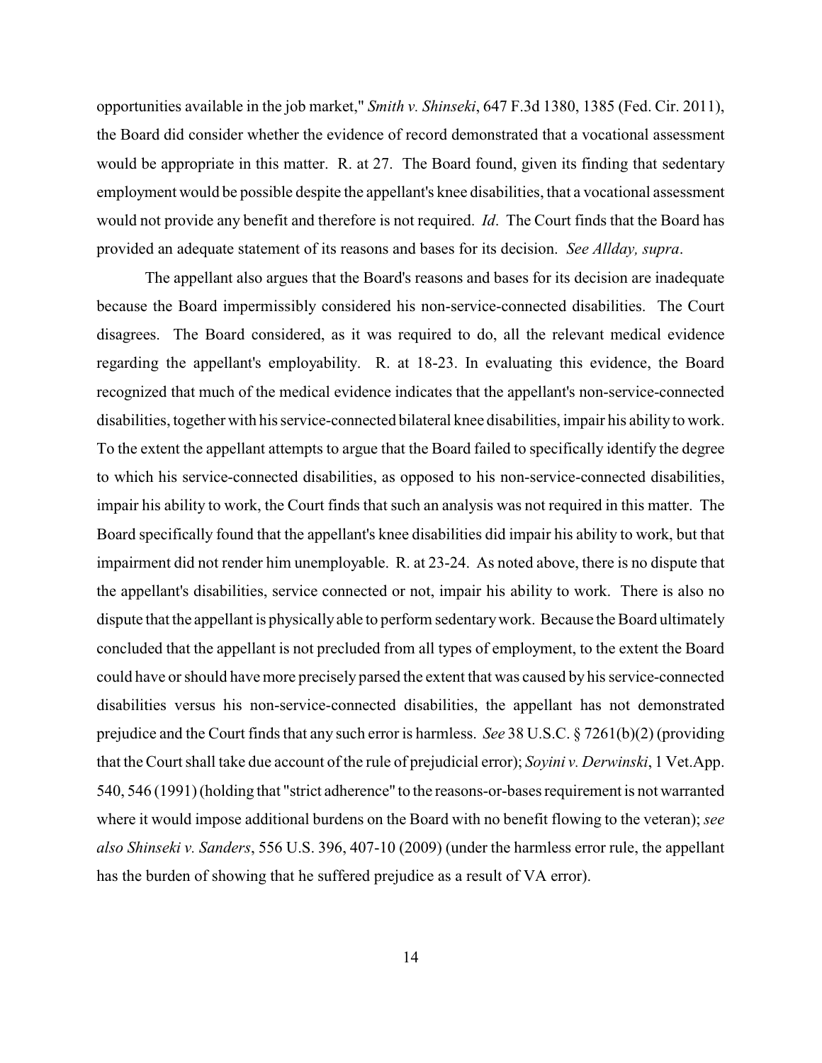opportunities available in the job market," *Smith v. Shinseki*, 647 F.3d 1380, 1385 (Fed. Cir. 2011), the Board did consider whether the evidence of record demonstrated that a vocational assessment would be appropriate in this matter. R. at 27. The Board found, given its finding that sedentary employment would be possible despite the appellant's knee disabilities, that a vocational assessment would not provide any benefit and therefore is not required. *Id*. The Court finds that the Board has provided an adequate statement of its reasons and bases for its decision. *See Allday, supra*.

The appellant also argues that the Board's reasons and bases for its decision are inadequate because the Board impermissibly considered his non-service-connected disabilities. The Court disagrees. The Board considered, as it was required to do, all the relevant medical evidence regarding the appellant's employability. R. at 18-23. In evaluating this evidence, the Board recognized that much of the medical evidence indicates that the appellant's non-service-connected disabilities, together with his service-connected bilateral knee disabilities, impair his ability to work. To the extent the appellant attempts to argue that the Board failed to specifically identify the degree to which his service-connected disabilities, as opposed to his non-service-connected disabilities, impair his ability to work, the Court finds that such an analysis was not required in this matter. The Board specifically found that the appellant's knee disabilities did impair his ability to work, but that impairment did not render him unemployable. R. at 23-24. As noted above, there is no dispute that the appellant's disabilities, service connected or not, impair his ability to work. There is also no dispute that the appellant is physically able to perform sedentary work. Because the Board ultimately concluded that the appellant is not precluded from all types of employment, to the extent the Board could have or should have more precisely parsed the extent that was caused by his service-connected disabilities versus his non-service-connected disabilities, the appellant has not demonstrated prejudice and the Court finds that any such error is harmless. *See* 38 U.S.C. § 7261(b)(2) (providing that the Court shall take due account of the rule of prejudicial error); *Soyini v. Derwinski*, 1 Vet.App. 540, 546 (1991) (holding that "strict adherence" to the reasons-or-bases requirement is not warranted where it would impose additional burdens on the Board with no benefit flowing to the veteran); *see also Shinseki v. Sanders*, 556 U.S. 396, 407-10 (2009) (under the harmless error rule, the appellant has the burden of showing that he suffered prejudice as a result of VA error).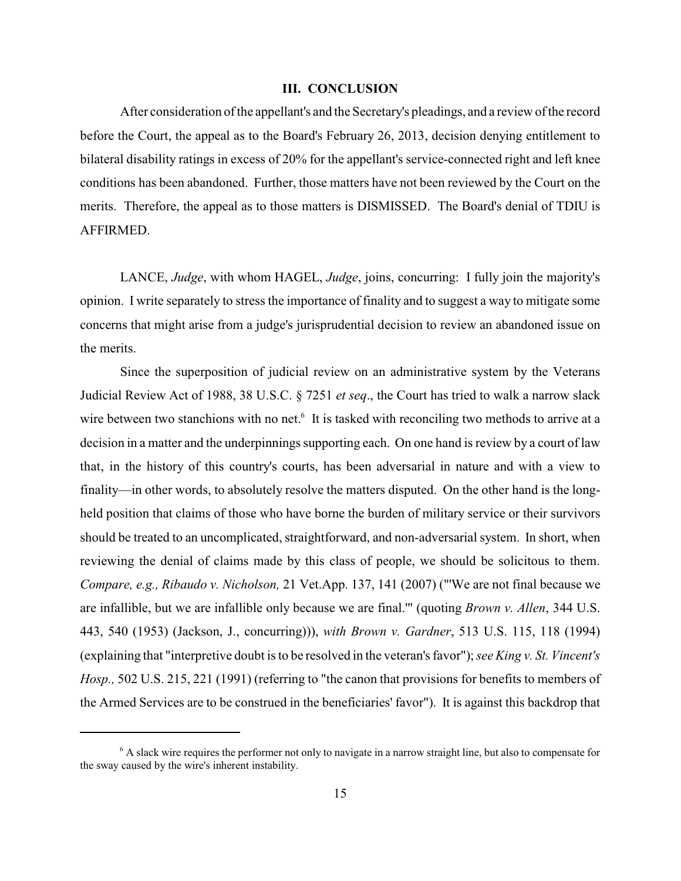## III. CONCLUSION

After consideration of the appellant's and the Secretary's pleadings, and a review of the record before the Court, the appeal as to the Board's February 26, 2013, decision denying entitlement to bilateral disability ratings in excess of 20% for the appellant's service-connected right and left knee conditions has been abandoned. Further, those matters have not been reviewed by the Court on the merits. Therefore, the appeal as to those matters is DISMISSED. The Board's denial of TDIU is AFFIRMED.

LANCE, *Judge*, with whom HAGEL, *Judge*, joins, concurring: I fully join the majority's opinion. I write separately to stress the importance of finality and to suggest a way to mitigate some concerns that might arise from a judge's jurisprudential decision to review an abandoned issue on the merits.

Since the superposition of judicial review on an administrative system by the Veterans Judicial Review Act of 1988, 38 U.S.C. § 7251 *et seq*., the Court has tried to walk a narrow slack wire between two stanchions with no net.[6] It is tasked with reconciling two methods to arrive at a decision in a matter and the underpinnings supporting each. On one hand is review by a court of law that, in the history of this country's courts, has been adversarial in nature and with a view to finality—in other words, to absolutely resolve the matters disputed. On the other hand is the long-held position that claims of those who have borne the burden of military service or their survivors should be treated to an uncomplicated, straightforward, and non-adversarial system. In short, when reviewing the denial of claims made by this class of people, we should be solicitous to them. *Compare, e.g., Ribaudo v. Nicholson,* 21 Vet.App. 137, 141 (2007) ("'We are not final because we are infallible, but we are infallible only because we are final.'" (quoting *Brown v. Allen*, 344 U.S. 443, 540 (1953) (Jackson, J., concurring))), *with Brown v. Gardner*, 513 U.S. 115, 118 (1994) (explaining that "interpretive doubt is to be resolved in the veteran's favor"); *see King v. St. Vincent's Hosp.,* 502 U.S. 215, 221 (1991) (referring to "the canon that provisions for benefits to members of the Armed Services are to be construed in the beneficiaries' favor"). It is against this backdrop that

[6] A slack wire requires the performer not only to navigate in a narrow straight line, but also to compensate for the sway caused by the wire's inherent instability.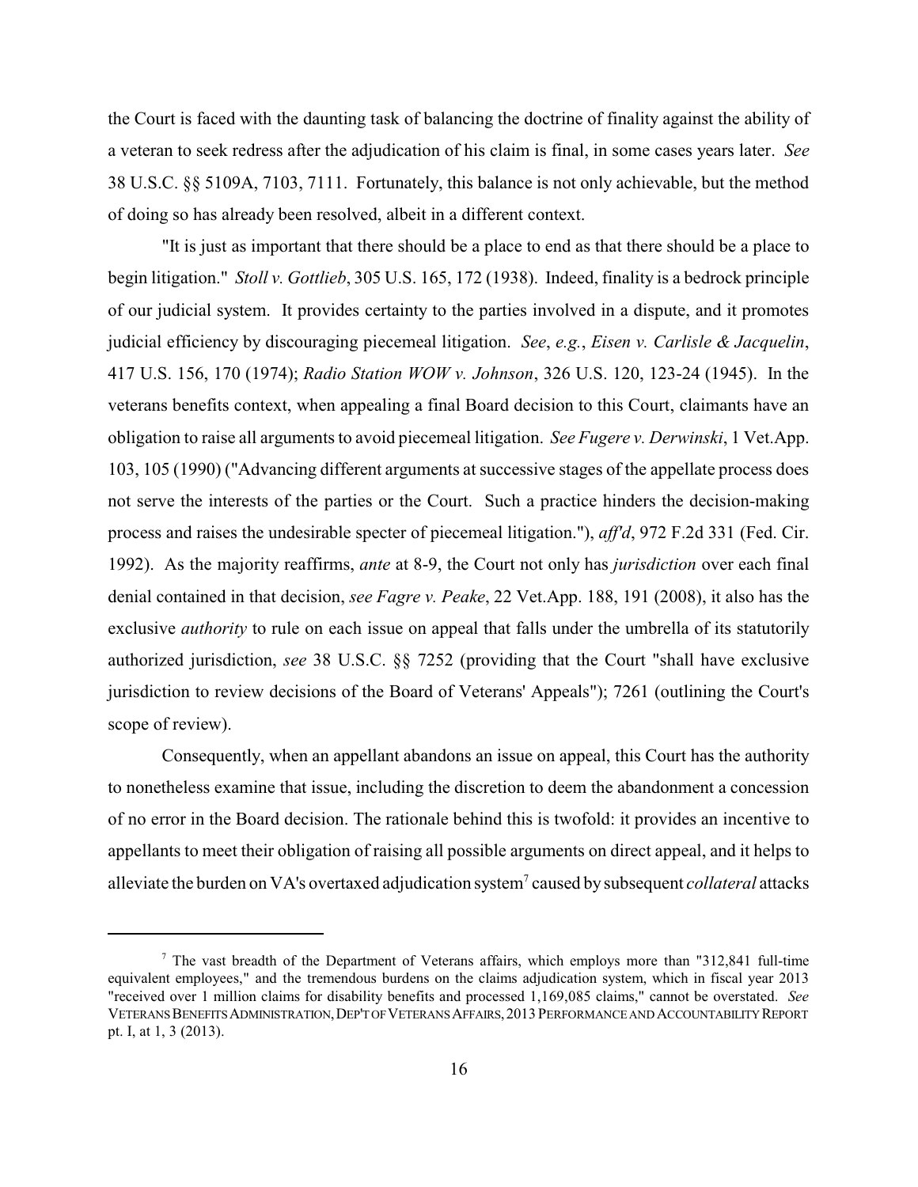the Court is faced with the daunting task of balancing the doctrine of finality against the ability of a veteran to seek redress after the adjudication of his claim is final, in some cases years later. *See* 38 U.S.C. §§ 5109A, 7103, 7111. Fortunately, this balance is not only achievable, but the method of doing so has already been resolved, albeit in a different context.

"It is just as important that there should be a place to end as that there should be a place to begin litigation." *Stoll v. Gottlieb*, 305 U.S. 165, 172 (1938). Indeed, finality is a bedrock principle of our judicial system. It provides certainty to the parties involved in a dispute, and it promotes judicial efficiency by discouraging piecemeal litigation. *See*, *e.g.*, *Eisen v. Carlisle & Jacquelin*, 417 U.S. 156, 170 (1974); *Radio Station WOW v. Johnson*, 326 U.S. 120, 123-24 (1945). In the veterans benefits context, when appealing a final Board decision to this Court, claimants have an obligation to raise all arguments to avoid piecemeal litigation. *See Fugere v. Derwinski*, 1 Vet.App. 103, 105 (1990) ("Advancing different arguments at successive stages of the appellate process does not serve the interests of the parties or the Court. Such a practice hinders the decision-making process and raises the undesirable specter of piecemeal litigation."), *aff'd*, 972 F.2d 331 (Fed. Cir. 1992). As the majority reaffirms, *ante* at 8-9, the Court not only has *jurisdiction* over each final denial contained in that decision, *see Fagre v. Peake*, 22 Vet.App. 188, 191 (2008), it also has the exclusive *authority* to rule on each issue on appeal that falls under the umbrella of its statutorily authorized jurisdiction, *see* 38 U.S.C. §§ 7252 (providing that the Court "shall have exclusive jurisdiction to review decisions of the Board of Veterans' Appeals"); 7261 (outlining the Court's scope of review).

Consequently, when an appellant abandons an issue on appeal, this Court has the authority to nonetheless examine that issue, including the discretion to deem the abandonment a concession of no error in the Board decision. The rationale behind this is twofold: it provides an incentive to appellants to meet their obligation of raising all possible arguments on direct appeal, and it helps to alleviate the burden on VA's overtaxed adjudication system[7] caused by subsequent *collateral* attacks

---

[7] The vast breadth of the Department of Veterans affairs, which employs more than "312,841 full-time equivalent employees," and the tremendous burdens on the claims adjudication system, which in fiscal year 2013 "received over 1 million claims for disability benefits and processed 1,169,085 claims," cannot be overstated. *See* VETERANS BENEFITS ADMINISTRATION, DEP'T OF VETERANS AFFAIRS, 2013 PERFORMANCE AND ACCOUNTABILITY REPORT pt. I, at 1, 3 (2013).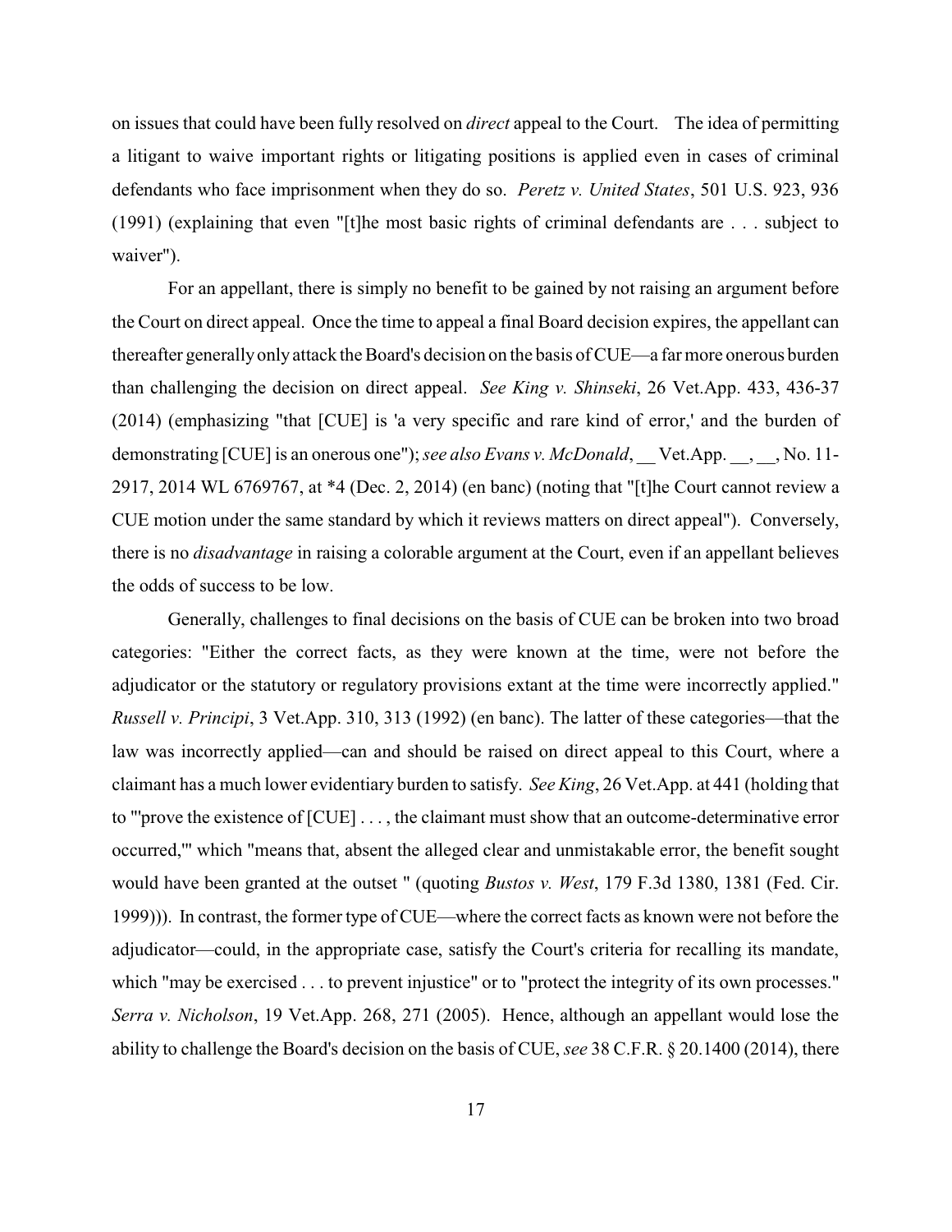on issues that could have been fully resolved on *direct* appeal to the Court. The idea of permitting a litigant to waive important rights or litigating positions is applied even in cases of criminal defendants who face imprisonment when they do so. *Peretz v. United States*, 501 U.S. 923, 936 (1991) (explaining that even "[t]he most basic rights of criminal defendants are . . . subject to waiver").

For an appellant, there is simply no benefit to be gained by not raising an argument before the Court on direct appeal. Once the time to appeal a final Board decision expires, the appellant can thereafter generally only attack the Board's decision on the basis of CUE—a far more onerous burden than challenging the decision on direct appeal. *See King v. Shinseki*, 26 Vet.App. 433, 436-37 (2014) (emphasizing "that [CUE] is 'a very specific and rare kind of error,' and the burden of demonstrating [CUE] is an onerous one"); *see also Evans v. McDonald*, __ Vet.App. __, __, No. 11-2917, 2014 WL 6769767, at *4 (Dec. 2, 2014) (en banc) (noting that "[t]he Court cannot review a CUE motion under the same standard by which it reviews matters on direct appeal"). Conversely, there is no *disadvantage* in raising a colorable argument at the Court, even if an appellant believes the odds of success to be low.

Generally, challenges to final decisions on the basis of CUE can be broken into two broad categories: "Either the correct facts, as they were known at the time, were not before the adjudicator or the statutory or regulatory provisions extant at the time were incorrectly applied." *Russell v. Principi*, 3 Vet.App. 310, 313 (1992) (en banc). The latter of these categories—that the law was incorrectly applied—can and should be raised on direct appeal to this Court, where a claimant has a much lower evidentiary burden to satisfy. *See King*, 26 Vet.App. at 441 (holding that to "'prove the existence of [CUE] . . . , the claimant must show that an outcome-determinative error occurred,'" which "means that, absent the alleged clear and unmistakable error, the benefit sought would have been granted at the outset " (quoting *Bustos v. West*, 179 F.3d 1380, 1381 (Fed. Cir. 1999))). In contrast, the former type of CUE—where the correct facts as known were not before the adjudicator—could, in the appropriate case, satisfy the Court's criteria for recalling its mandate, which "may be exercised . . . to prevent injustice" or to "protect the integrity of its own processes." *Serra v. Nicholson*, 19 Vet.App. 268, 271 (2005). Hence, although an appellant would lose the ability to challenge the Board's decision on the basis of CUE, *see* 38 C.F.R. § 20.1400 (2014), there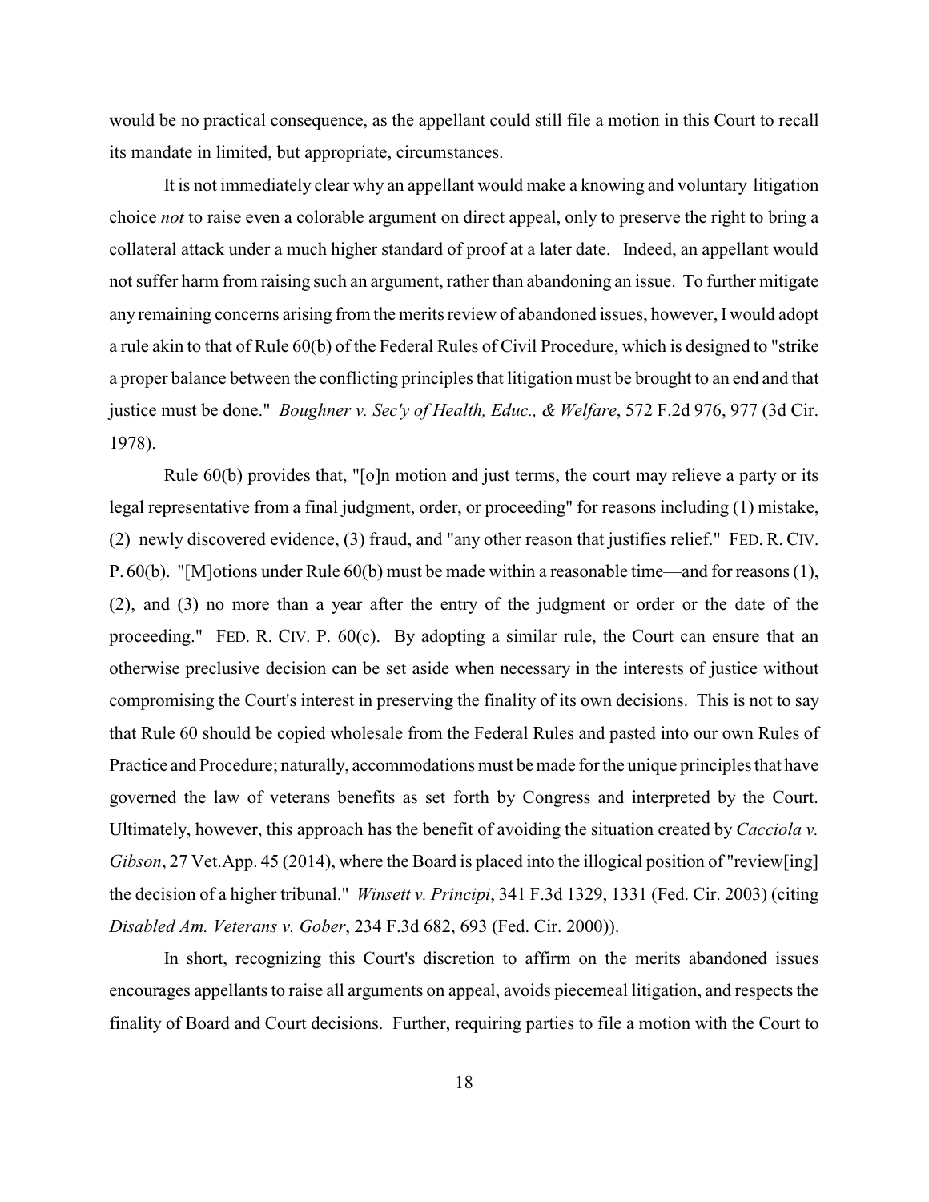would be no practical consequence, as the appellant could still file a motion in this Court to recall its mandate in limited, but appropriate, circumstances.

It is not immediately clear why an appellant would make a knowing and voluntary litigation choice *not* to raise even a colorable argument on direct appeal, only to preserve the right to bring a collateral attack under a much higher standard of proof at a later date. Indeed, an appellant would not suffer harm from raising such an argument, rather than abandoning an issue. To further mitigate any remaining concerns arising from the merits review of abandoned issues, however, I would adopt a rule akin to that of Rule 60(b) of the Federal Rules of Civil Procedure, which is designed to "strike a proper balance between the conflicting principles that litigation must be brought to an end and that justice must be done." *Boughner v. Sec'y of Health, Educ., & Welfare*, 572 F.2d 976, 977 (3d Cir. 1978).

Rule 60(b) provides that, "[o]n motion and just terms, the court may relieve a party or its legal representative from a final judgment, order, or proceeding" for reasons including (1) mistake, (2) newly discovered evidence, (3) fraud, and "any other reason that justifies relief." FED. R. CIV. P. 60(b). "[M]otions under Rule 60(b) must be made within a reasonable time—and for reasons (1), (2), and (3) no more than a year after the entry of the judgment or order or the date of the proceeding." FED. R. CIV. P. 60(c). By adopting a similar rule, the Court can ensure that an otherwise preclusive decision can be set aside when necessary in the interests of justice without compromising the Court's interest in preserving the finality of its own decisions. This is not to say that Rule 60 should be copied wholesale from the Federal Rules and pasted into our own Rules of Practice and Procedure; naturally, accommodations must be made for the unique principles that have governed the law of veterans benefits as set forth by Congress and interpreted by the Court. Ultimately, however, this approach has the benefit of avoiding the situation created by *Cacciola v. Gibson*, 27 Vet.App. 45 (2014), where the Board is placed into the illogical position of "review[ing] the decision of a higher tribunal." *Winsett v. Principi*, 341 F.3d 1329, 1331 (Fed. Cir. 2003) (citing *Disabled Am. Veterans v. Gober*, 234 F.3d 682, 693 (Fed. Cir. 2000)).

In short, recognizing this Court's discretion to affirm on the merits abandoned issues encourages appellants to raise all arguments on appeal, avoids piecemeal litigation, and respects the finality of Board and Court decisions. Further, requiring parties to file a motion with the Court to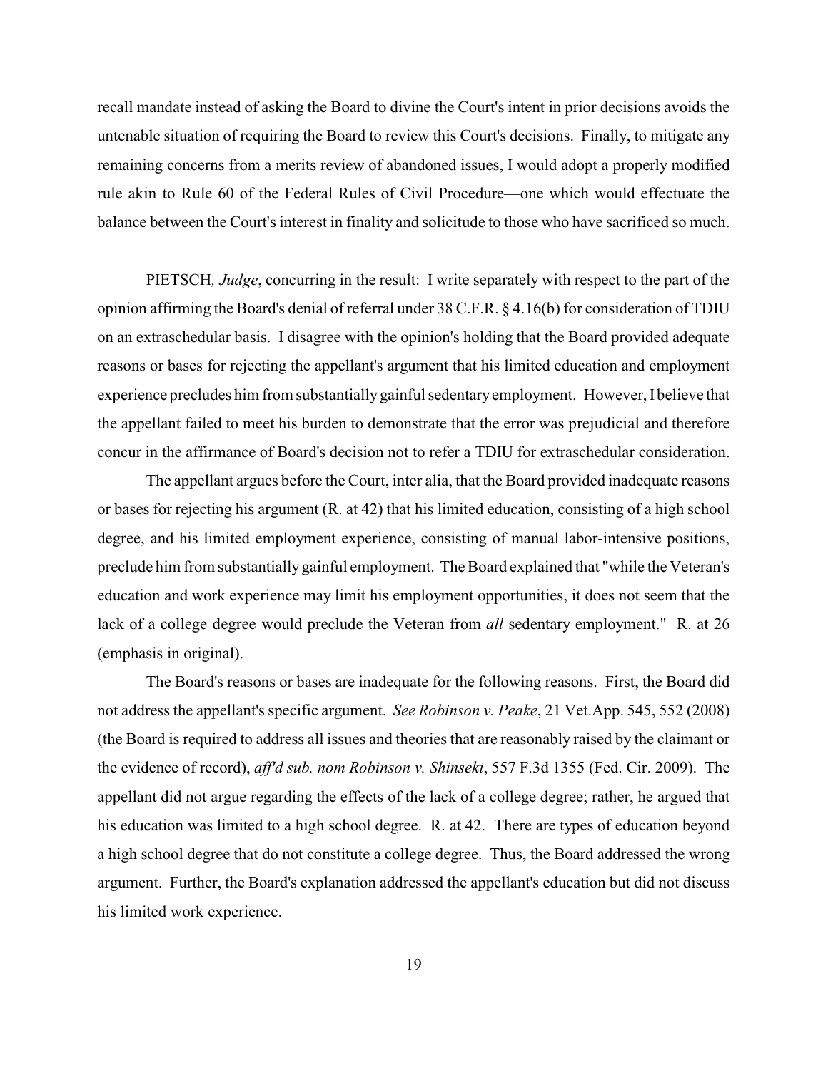recall mandate instead of asking the Board to divine the Court's intent in prior decisions avoids the untenable situation of requiring the Board to review this Court's decisions. Finally, to mitigate any remaining concerns from a merits review of abandoned issues, I would adopt a properly modified rule akin to Rule 60 of the Federal Rules of Civil Procedure—one which would effectuate the balance between the Court's interest in finality and solicitude to those who have sacrificed so much.

PIETSCH*, Judge*, concurring in the result: I write separately with respect to the part of the opinion affirming the Board's denial of referral under 38 C.F.R. § 4.16(b) for consideration of TDIU on an extraschedular basis. I disagree with the opinion's holding that the Board provided adequate reasons or bases for rejecting the appellant's argument that his limited education and employment experience precludes him from substantially gainful sedentary employment. However, I believe that the appellant failed to meet his burden to demonstrate that the error was prejudicial and therefore concur in the affirmance of Board's decision not to refer a TDIU for extraschedular consideration.

The appellant argues before the Court, inter alia, that the Board provided inadequate reasons or bases for rejecting his argument (R. at 42) that his limited education, consisting of a high school degree, and his limited employment experience, consisting of manual labor-intensive positions, preclude him from substantially gainful employment. The Board explained that "while the Veteran's education and work experience may limit his employment opportunities, it does not seem that the lack of a college degree would preclude the Veteran from *all* sedentary employment." R. at 26 (emphasis in original).

The Board's reasons or bases are inadequate for the following reasons. First, the Board did not address the appellant's specific argument. *See Robinson v. Peake*, 21 Vet.App. 545, 552 (2008) (the Board is required to address all issues and theories that are reasonably raised by the claimant or the evidence of record), *aff'd sub. nom Robinson v. Shinseki*, 557 F.3d 1355 (Fed. Cir. 2009). The appellant did not argue regarding the effects of the lack of a college degree; rather, he argued that his education was limited to a high school degree. R. at 42. There are types of education beyond a high school degree that do not constitute a college degree. Thus, the Board addressed the wrong argument. Further, the Board's explanation addressed the appellant's education but did not discuss his limited work experience.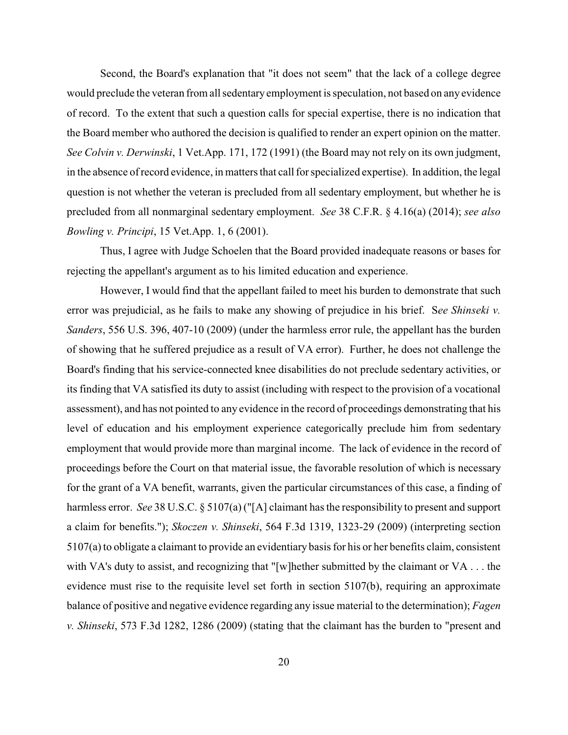Second, the Board's explanation that "it does not seem" that the lack of a college degree would preclude the veteran from all sedentary employment is speculation, not based on any evidence of record. To the extent that such a question calls for special expertise, there is no indication that the Board member who authored the decision is qualified to render an expert opinion on the matter. *See Colvin v. Derwinski*, 1 Vet.App. 171, 172 (1991) (the Board may not rely on its own judgment, in the absence of record evidence, in matters that call for specialized expertise). In addition, the legal question is not whether the veteran is precluded from all sedentary employment, but whether he is precluded from all nonmarginal sedentary employment. *See* 38 C.F.R. § 4.16(a) (2014); *see also Bowling v. Principi*, 15 Vet.App. 1, 6 (2001).

Thus, I agree with Judge Schoelen that the Board provided inadequate reasons or bases for rejecting the appellant's argument as to his limited education and experience.

However, I would find that the appellant failed to meet his burden to demonstrate that such error was prejudicial, as he fails to make any showing of prejudice in his brief. S*ee Shinseki v. Sanders*, 556 U.S. 396, 407-10 (2009) (under the harmless error rule, the appellant has the burden of showing that he suffered prejudice as a result of VA error). Further, he does not challenge the Board's finding that his service-connected knee disabilities do not preclude sedentary activities, or its finding that VA satisfied its duty to assist (including with respect to the provision of a vocational assessment), and has not pointed to any evidence in the record of proceedings demonstrating that his level of education and his employment experience categorically preclude him from sedentary employment that would provide more than marginal income. The lack of evidence in the record of proceedings before the Court on that material issue, the favorable resolution of which is necessary for the grant of a VA benefit, warrants, given the particular circumstances of this case, a finding of harmless error. *See* 38 U.S.C. § 5107(a) ("[A] claimant has the responsibility to present and support a claim for benefits."); *Skoczen v. Shinseki*, 564 F.3d 1319, 1323-29 (2009) (interpreting section 5107(a) to obligate a claimant to provide an evidentiary basis for his or her benefits claim, consistent with VA's duty to assist, and recognizing that "[w]hether submitted by the claimant or VA . . . the evidence must rise to the requisite level set forth in section 5107(b), requiring an approximate balance of positive and negative evidence regarding any issue material to the determination); *Fagen v. Shinseki*, 573 F.3d 1282, 1286 (2009) (stating that the claimant has the burden to "present and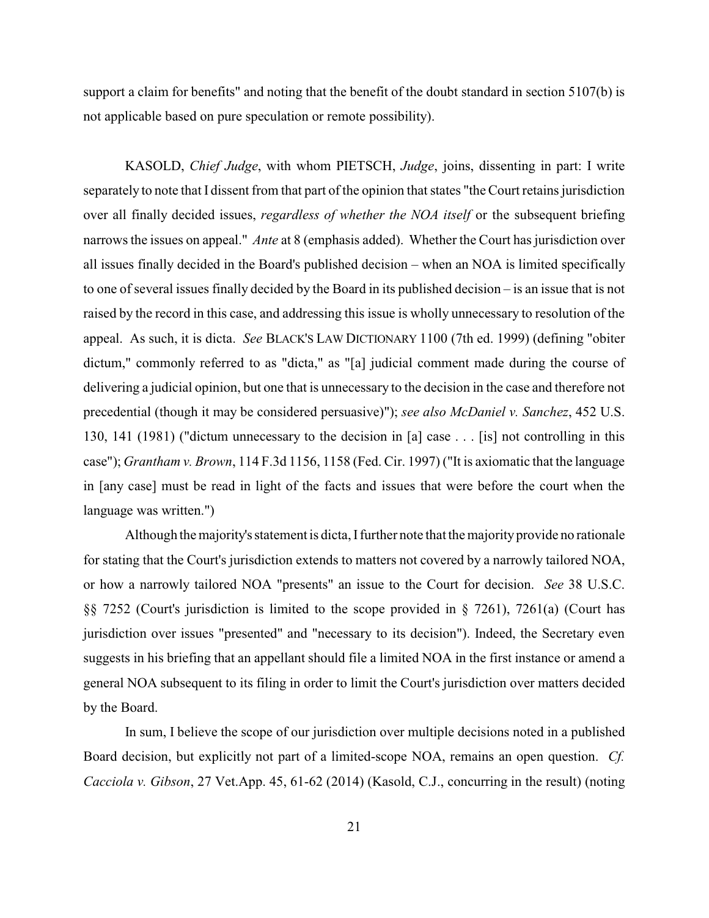support a claim for benefits" and noting that the benefit of the doubt standard in section 5107(b) is not applicable based on pure speculation or remote possibility).

KASOLD, *Chief Judge*, with whom PIETSCH, *Judge*, joins, dissenting in part: I write separately to note that I dissent from that part of the opinion that states "the Court retains jurisdiction over all finally decided issues, *regardless of whether the NOA itself* or the subsequent briefing narrows the issues on appeal." *Ante* at 8 (emphasis added). Whether the Court has jurisdiction over all issues finally decided in the Board's published decision – when an NOA is limited specifically to one of several issues finally decided by the Board in its published decision – is an issue that is not raised by the record in this case, and addressing this issue is wholly unnecessary to resolution of the appeal. As such, it is dicta. *See* BLACK'S LAW DICTIONARY 1100 (7th ed. 1999) (defining "obiter dictum," commonly referred to as "dicta," as "[a] judicial comment made during the course of delivering a judicial opinion, but one that is unnecessary to the decision in the case and therefore not precedential (though it may be considered persuasive)"); *see also McDaniel v. Sanchez*, 452 U.S. 130, 141 (1981) ("dictum unnecessary to the decision in [a] case . . . [is] not controlling in this case"); *Grantham v. Brown*, 114 F.3d 1156, 1158 (Fed. Cir. 1997) ("It is axiomatic that the language in [any case] must be read in light of the facts and issues that were before the court when the language was written.")

Although the majority's statement is dicta, I further note that the majority provide no rationale for stating that the Court's jurisdiction extends to matters not covered by a narrowly tailored NOA, or how a narrowly tailored NOA "presents" an issue to the Court for decision. *See* 38 U.S.C. §§ 7252 (Court's jurisdiction is limited to the scope provided in § 7261), 7261(a) (Court has jurisdiction over issues "presented" and "necessary to its decision"). Indeed, the Secretary even suggests in his briefing that an appellant should file a limited NOA in the first instance or amend a general NOA subsequent to its filing in order to limit the Court's jurisdiction over matters decided by the Board.

In sum, I believe the scope of our jurisdiction over multiple decisions noted in a published Board decision, but explicitly not part of a limited-scope NOA, remains an open question. *Cf. Cacciola v. Gibson*, 27 Vet.App. 45, 61-62 (2014) (Kasold, C.J., concurring in the result) (noting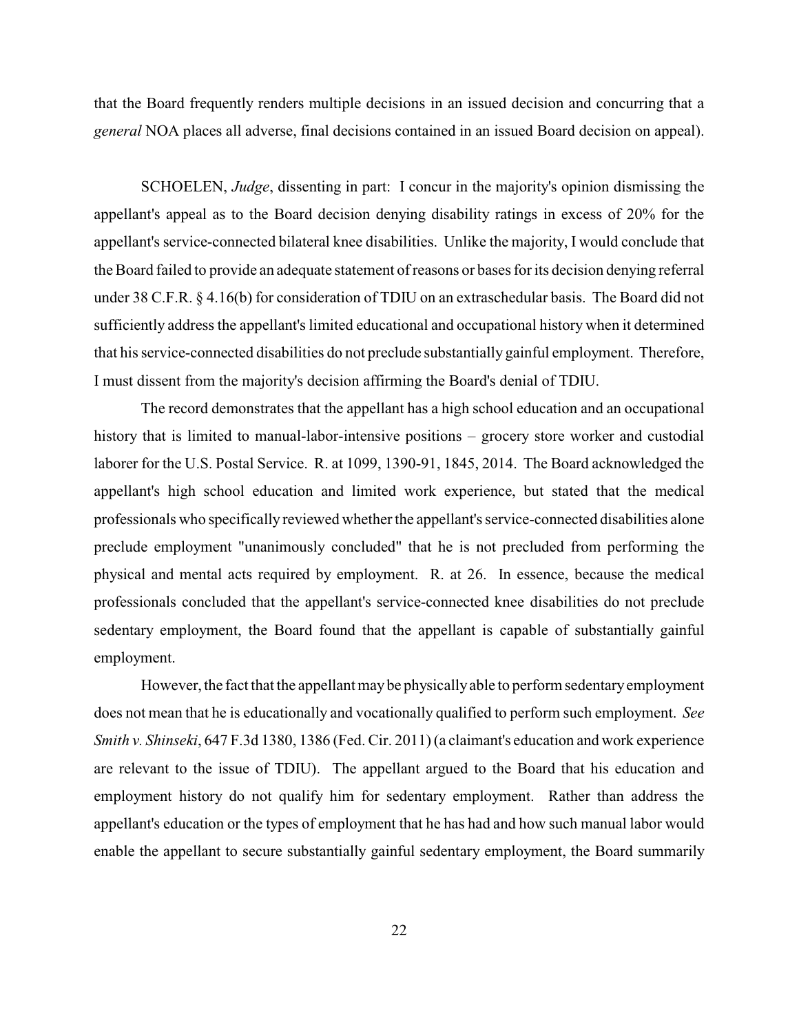that the Board frequently renders multiple decisions in an issued decision and concurring that a *general* NOA places all adverse, final decisions contained in an issued Board decision on appeal).

SCHOELEN, *Judge*, dissenting in part: I concur in the majority's opinion dismissing the appellant's appeal as to the Board decision denying disability ratings in excess of 20% for the appellant's service-connected bilateral knee disabilities. Unlike the majority, I would conclude that the Board failed to provide an adequate statement of reasons or bases for its decision denying referral under 38 C.F.R. § 4.16(b) for consideration of TDIU on an extraschedular basis. The Board did not sufficiently address the appellant's limited educational and occupational history when it determined that his service-connected disabilities do not preclude substantially gainful employment. Therefore, I must dissent from the majority's decision affirming the Board's denial of TDIU.

The record demonstrates that the appellant has a high school education and an occupational history that is limited to manual-labor-intensive positions – grocery store worker and custodial laborer for the U.S. Postal Service. R. at 1099, 1390-91, 1845, 2014. The Board acknowledged the appellant's high school education and limited work experience, but stated that the medical professionals who specifically reviewed whether the appellant's service-connected disabilities alone preclude employment "unanimously concluded" that he is not precluded from performing the physical and mental acts required by employment. R. at 26. In essence, because the medical professionals concluded that the appellant's service-connected knee disabilities do not preclude sedentary employment, the Board found that the appellant is capable of substantially gainful employment.

However, the fact that the appellant may be physically able to perform sedentary employment does not mean that he is educationally and vocationally qualified to perform such employment. *See Smith v. Shinseki*, 647 F.3d 1380, 1386 (Fed. Cir. 2011) (a claimant's education and work experience are relevant to the issue of TDIU). The appellant argued to the Board that his education and employment history do not qualify him for sedentary employment. Rather than address the appellant's education or the types of employment that he has had and how such manual labor would enable the appellant to secure substantially gainful sedentary employment, the Board summarily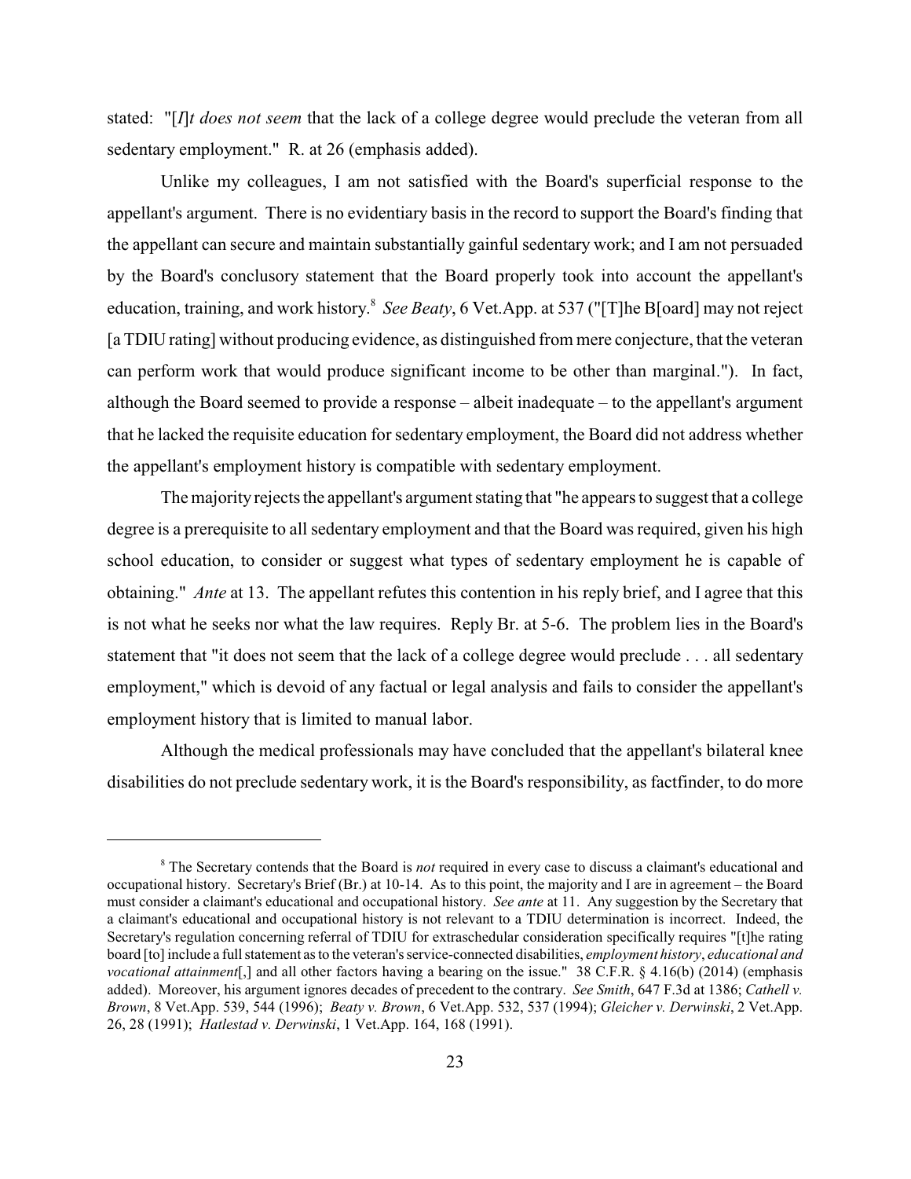stated: "[*I*]*t does not seem* that the lack of a college degree would preclude the veteran from all sedentary employment." R. at 26 (emphasis added).

Unlike my colleagues, I am not satisfied with the Board's superficial response to the appellant's argument. There is no evidentiary basis in the record to support the Board's finding that the appellant can secure and maintain substantially gainful sedentary work; and I am not persuaded by the Board's conclusory statement that the Board properly took into account the appellant's education, training, and work history.[8] *See Beaty*, 6 Vet.App. at 537 ("[T]he B[oard] may not reject [a TDIU rating] without producing evidence, as distinguished from mere conjecture, that the veteran can perform work that would produce significant income to be other than marginal."). In fact, although the Board seemed to provide a response – albeit inadequate – to the appellant's argument that he lacked the requisite education for sedentary employment, the Board did not address whether the appellant's employment history is compatible with sedentary employment.

The majority rejects the appellant's argument stating that "he appears to suggest that a college degree is a prerequisite to all sedentary employment and that the Board was required, given his high school education, to consider or suggest what types of sedentary employment he is capable of obtaining." *Ante* at 13. The appellant refutes this contention in his reply brief, and I agree that this is not what he seeks nor what the law requires. Reply Br. at 5-6. The problem lies in the Board's statement that "it does not seem that the lack of a college degree would preclude . . . all sedentary employment," which is devoid of any factual or legal analysis and fails to consider the appellant's employment history that is limited to manual labor.

Although the medical professionals may have concluded that the appellant's bilateral knee disabilities do not preclude sedentary work, it is the Board's responsibility, as factfinder, to do more

---

[8] The Secretary contends that the Board is *not* required in every case to discuss a claimant's educational and occupational history. Secretary's Brief (Br.) at 10-14. As to this point, the majority and I are in agreement – the Board must consider a claimant's educational and occupational history. *See ante* at 11. Any suggestion by the Secretary that a claimant's educational and occupational history is not relevant to a TDIU determination is incorrect. Indeed, the Secretary's regulation concerning referral of TDIU for extraschedular consideration specifically requires "[t]he rating board [to] include a full statement as to the veteran's service-connected disabilities, *employment history*, *educational and vocational attainment*[,] and all other factors having a bearing on the issue." 38 C.F.R. § 4.16(b) (2014) (emphasis added). Moreover, his argument ignores decades of precedent to the contrary. *See Smith*, 647 F.3d at 1386; *Cathell v. Brown*, 8 Vet.App. 539, 544 (1996); *Beaty v. Brown*, 6 Vet.App. 532, 537 (1994); *Gleicher v. Derwinski*, 2 Vet.App. 26, 28 (1991); *Hatlestad v. Derwinski*, 1 Vet.App. 164, 168 (1991).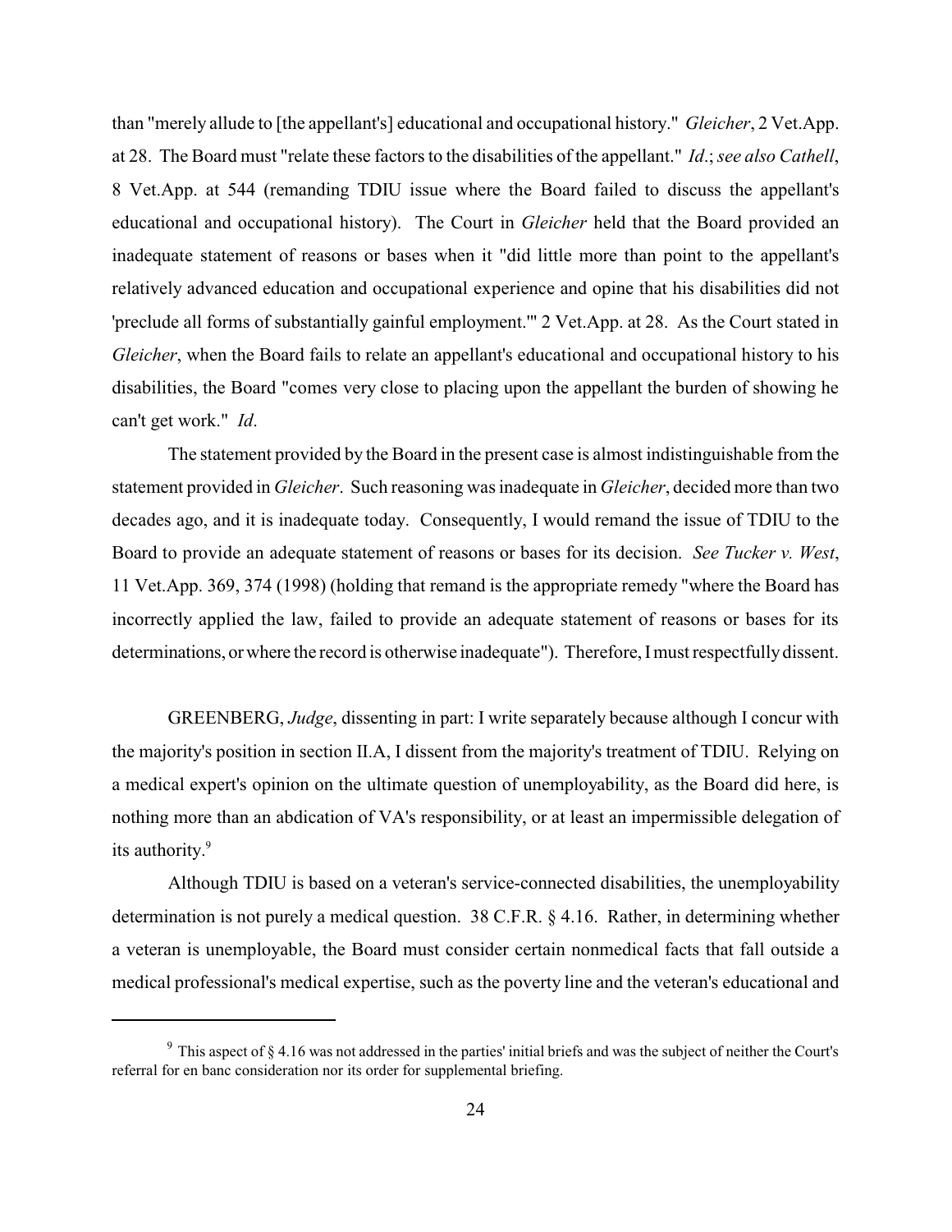than "merely allude to [the appellant's] educational and occupational history." *Gleicher*, 2 Vet.App. at 28. The Board must "relate these factors to the disabilities of the appellant." *Id*.; *see also Cathell*, 8 Vet.App. at 544 (remanding TDIU issue where the Board failed to discuss the appellant's educational and occupational history). The Court in *Gleicher* held that the Board provided an inadequate statement of reasons or bases when it "did little more than point to the appellant's relatively advanced education and occupational experience and opine that his disabilities did not 'preclude all forms of substantially gainful employment.'" 2 Vet.App. at 28. As the Court stated in *Gleicher*, when the Board fails to relate an appellant's educational and occupational history to his disabilities, the Board "comes very close to placing upon the appellant the burden of showing he can't get work." *Id*.

The statement provided by the Board in the present case is almost indistinguishable from the statement provided in *Gleicher*. Such reasoning was inadequate in *Gleicher*, decided more than two decades ago, and it is inadequate today. Consequently, I would remand the issue of TDIU to the Board to provide an adequate statement of reasons or bases for its decision. *See Tucker v. West*, 11 Vet.App. 369, 374 (1998) (holding that remand is the appropriate remedy "where the Board has incorrectly applied the law, failed to provide an adequate statement of reasons or bases for its determinations, or where the record is otherwise inadequate"). Therefore, I must respectfully dissent.

GREENBERG, *Judge*, dissenting in part: I write separately because although I concur with the majority's position in section II.A, I dissent from the majority's treatment of TDIU. Relying on a medical expert's opinion on the ultimate question of unemployability, as the Board did here, is nothing more than an abdication of VA's responsibility, or at least an impermissible delegation of its authority.[9]

Although TDIU is based on a veteran's service-connected disabilities, the unemployability determination is not purely a medical question. 38 C.F.R. § 4.16. Rather, in determining whether a veteran is unemployable, the Board must consider certain nonmedical facts that fall outside a medical professional's medical expertise, such as the poverty line and the veteran's educational and

---

[9] This aspect of § 4.16 was not addressed in the parties' initial briefs and was the subject of neither the Court's referral for en banc consideration nor its order for supplemental briefing.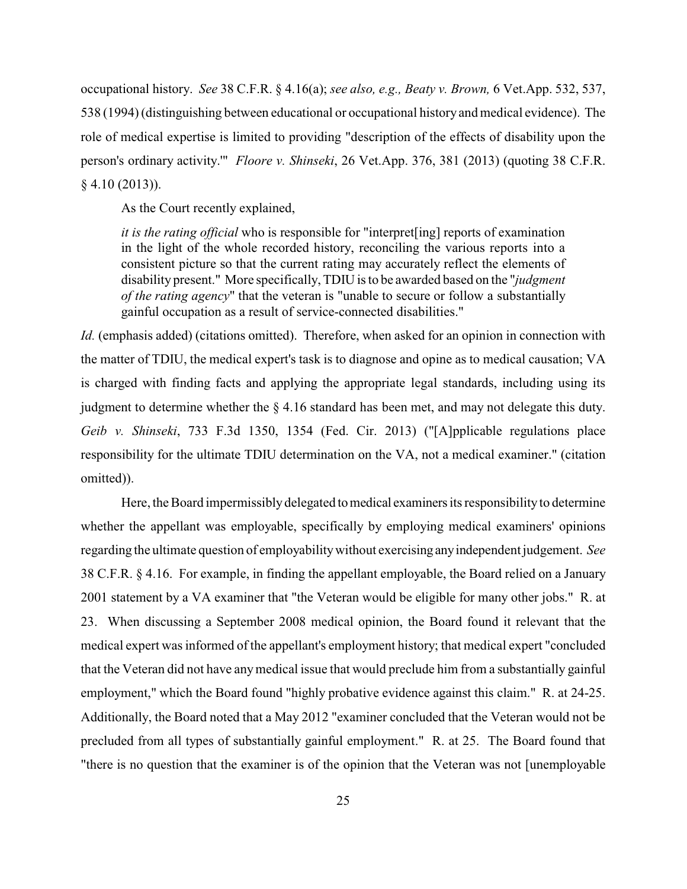occupational history. *See* 38 C.F.R. § 4.16(a); *see also, e.g., Beaty v. Brown,* 6 Vet.App. 532, 537, 538 (1994) (distinguishing between educational or occupational history and medical evidence). The role of medical expertise is limited to providing "description of the effects of disability upon the person's ordinary activity."' *Floore v. Shinseki*, 26 Vet.App. 376, 381 (2013) (quoting 38 C.F.R. § 4.10 (2013)).

As the Court recently explained,

> *it is the rating official* who is responsible for "interpret[ing] reports of examination in the light of the whole recorded history, reconciling the various reports into a consistent picture so that the current rating may accurately reflect the elements of disability present." More specifically, TDIU is to be awarded based on the "*judgment of the rating agency*" that the veteran is "unable to secure or follow a substantially gainful occupation as a result of service-connected disabilities."

*Id.* (emphasis added) (citations omitted). Therefore, when asked for an opinion in connection with the matter of TDIU, the medical expert's task is to diagnose and opine as to medical causation; VA is charged with finding facts and applying the appropriate legal standards, including using its judgment to determine whether the § 4.16 standard has been met, and may not delegate this duty. *Geib v. Shinseki*, 733 F.3d 1350, 1354 (Fed. Cir. 2013) ("[A]pplicable regulations place responsibility for the ultimate TDIU determination on the VA, not a medical examiner." (citation omitted)).

Here, the Board impermissibly delegated to medical examiners its responsibility to determine whether the appellant was employable, specifically by employing medical examiners' opinions regarding the ultimate question of employability without exercising any independent judgement. *See* 38 C.F.R. § 4.16. For example, in finding the appellant employable, the Board relied on a January 2001 statement by a VA examiner that "the Veteran would be eligible for many other jobs." R. at 23. When discussing a September 2008 medical opinion, the Board found it relevant that the medical expert was informed of the appellant's employment history; that medical expert "concluded that the Veteran did not have any medical issue that would preclude him from a substantially gainful employment," which the Board found "highly probative evidence against this claim." R. at 24-25. Additionally, the Board noted that a May 2012 "examiner concluded that the Veteran would not be precluded from all types of substantially gainful employment." R. at 25. The Board found that "there is no question that the examiner is of the opinion that the Veteran was not [unemployable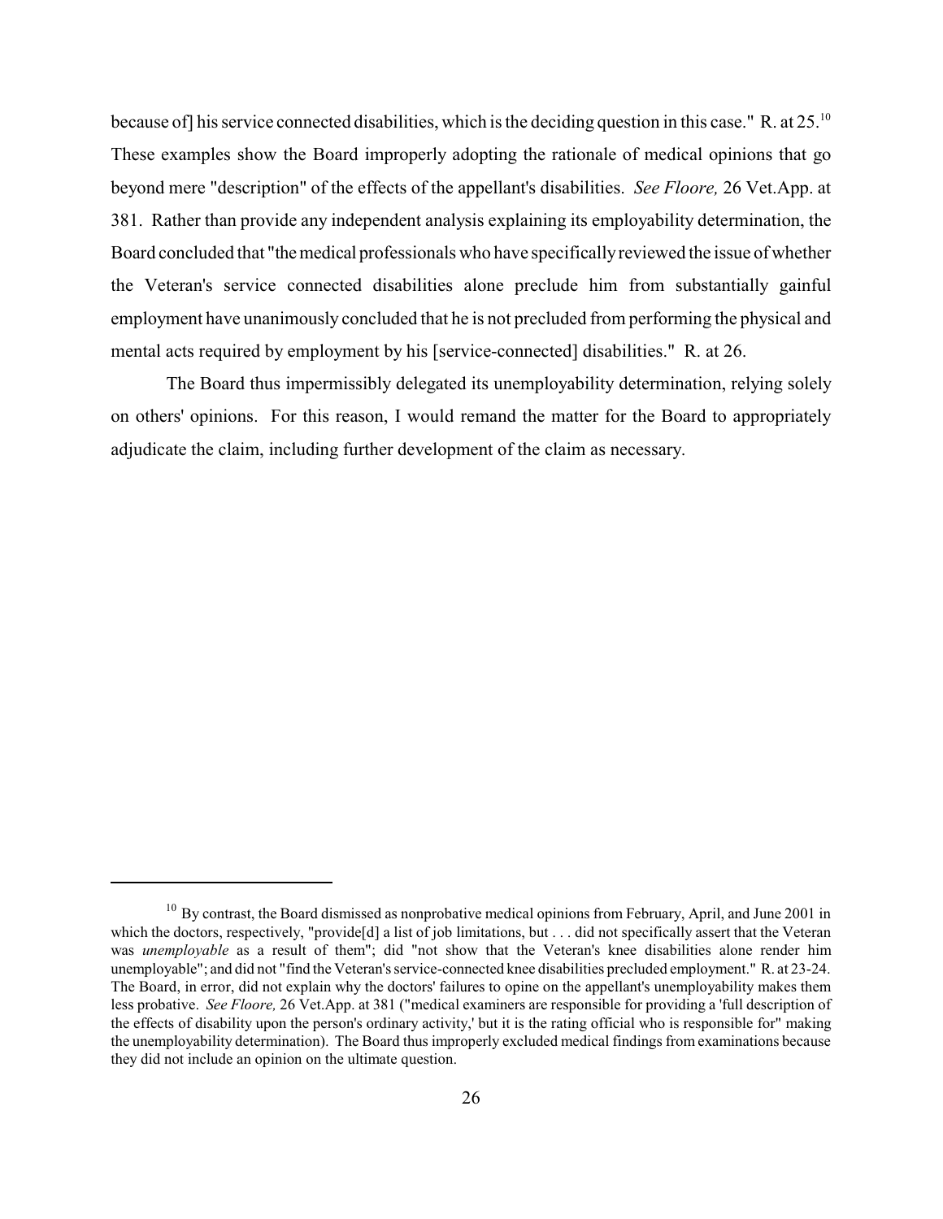because of] his service connected disabilities, which is the deciding question in this case." R. at 25.[10] These examples show the Board improperly adopting the rationale of medical opinions that go beyond mere "description" of the effects of the appellant's disabilities. *See Floore,* 26 Vet.App. at 381. Rather than provide any independent analysis explaining its employability determination, the Board concluded that "the medical professionals who have specifically reviewed the issue of whether the Veteran's service connected disabilities alone preclude him from substantially gainful employment have unanimously concluded that he is not precluded from performing the physical and mental acts required by employment by his [service-connected] disabilities." R. at 26.

The Board thus impermissibly delegated its unemployability determination, relying solely on others' opinions. For this reason, I would remand the matter for the Board to appropriately adjudicate the claim, including further development of the claim as necessary.

---

[10] By contrast, the Board dismissed as nonprobative medical opinions from February, April, and June 2001 in which the doctors, respectively, "provide[d] a list of job limitations, but . . . did not specifically assert that the Veteran was *unemployable* as a result of them"; did "not show that the Veteran's knee disabilities alone render him unemployable"; and did not "find the Veteran's service-connected knee disabilities precluded employment." R. at 23-24. The Board, in error, did not explain why the doctors' failures to opine on the appellant's unemployability makes them less probative. *See Floore,* 26 Vet.App. at 381 ("medical examiners are responsible for providing a 'full description of the effects of disability upon the person's ordinary activity,' but it is the rating official who is responsible for" making the unemployability determination). The Board thus improperly excluded medical findings from examinations because they did not include an opinion on the ultimate question.